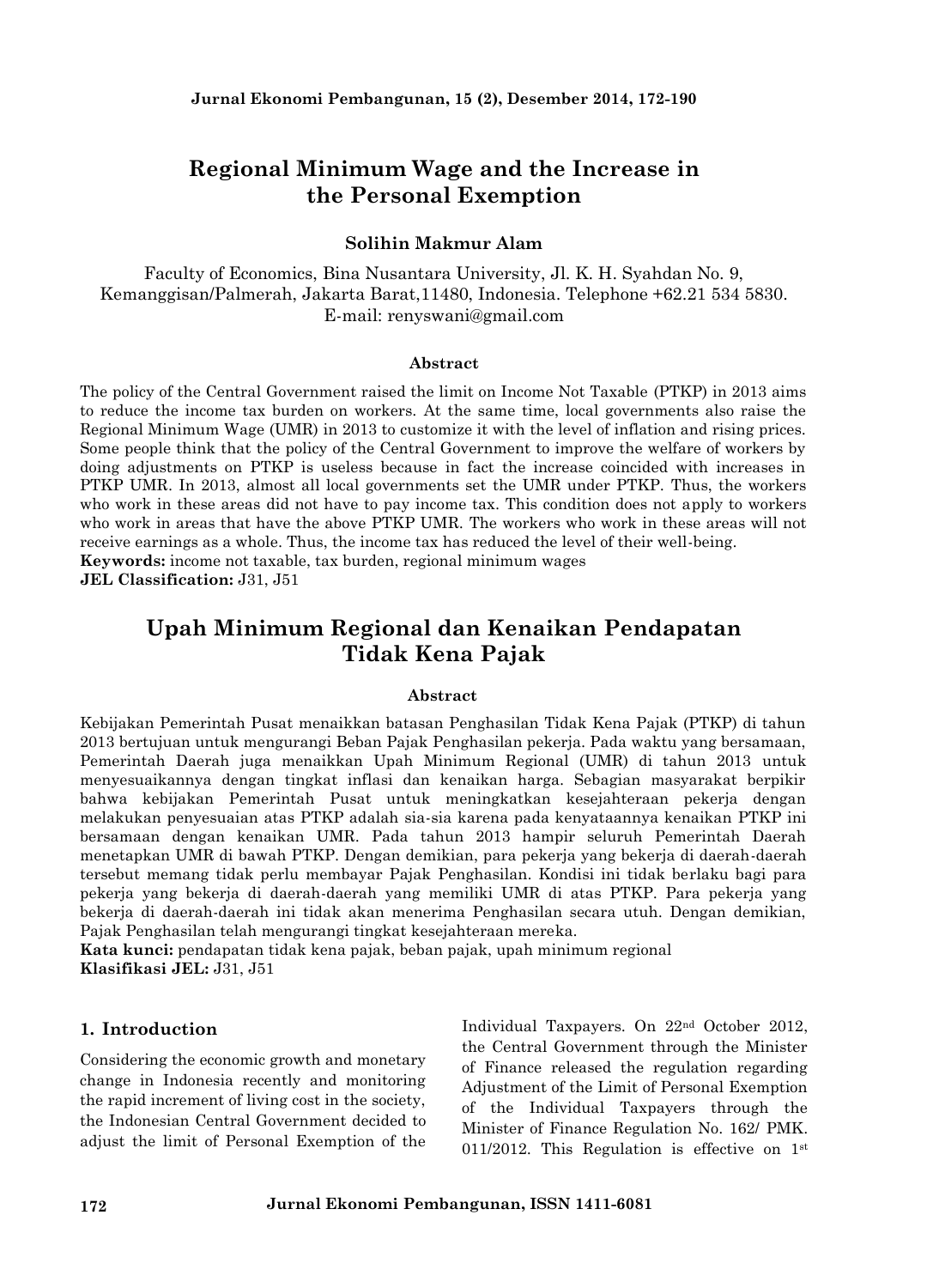# Regional Minimum Wage and the Increase in the Personal Exemption

**Solihin Makmur Alam**

Faculty of Economics, Bina Nusantara University, Jl. K. H. Syahdan No. 9, Kemanggisan/Palmerah, Jakarta Barat,11480, Indonesia. Telephone +62.21 534 5830. E-mail: renyswani@gmail.com

### Abstract

The policy of the Central Government raised the limit on Income Not Taxable (PTKP) in 2013 aims to reduce the income tax burden on workers. At the same time, local governments also raise the Regional Minimum Wage (UMR) in 2013 to customize it with the level of inflation and rising prices. Some people think that the policy of the Central Government to improve the welfare of workers by doing adjustments on PTKP is useless because in fact the increase coincided with increases in PTKP UMR. In 2013, almost all local governments set the UMR under PTKP. Thus, the workers who work in these areas did not have to pay income tax. This condition does not apply to workers who work in areas that have the above PTKP UMR. The workers who work in these areas will not receive earnings as a whole. Thus, the income tax has reduced the level of their well-being.

**Keywords:** income not taxable, tax burden, regional minimum wages

**JEL Classification:** J31, J51

# Upah Minimum Regional dan Kenaikan Pendapatan Tidak Kena Pajak

### Abstract

Kebijakan Pemerintah Pusat menaikkan batasan Penghasilan Tidak Kena Pajak (PTKP) di tahun 2013 bertujuan untuk mengurangi Beban Pajak Penghasilan pekerja. Pada waktu yang bersamaan, Pemerintah Daerah juga menaikkan Upah Minimum Regional (UMR) di tahun 2013 untuk menyesuaikannya dengan tingkat inflasi dan kenaikan harga. Sebagian masyarakat berpikir bahwa kebijakan Pemerintah Pusat untuk meningkatkan kesejahteraan pekerja dengan melakukan penyesuaian atas PTKP adalah sia-sia karena pada kenyataannya kenaikan PTKP ini bersamaan dengan kenaikan UMR. Pada tahun 2013 hampir seluruh Pemerintah Daerah menetapkan UMR di bawah PTKP. Dengan demikian, para pekerja yang bekerja di daerah-daerah tersebut memang tidak perlu membayar Pajak Penghasilan. Kondisi ini tidak berlaku bagi para pekerja yang bekerja di daerah-daerah yang memiliki UMR di atas PTKP. Para pekerja yang bekerja di daerah-daerah ini tidak akan menerima Penghasilan secara utuh. Dengan demikian, Pajak Penghasilan telah mengurangi tingkat kesejahteraan mereka.

**Kata kunci:** pendapatan tidak kena pajak, beban pajak, upah minimum regional

**Klasifikasi JEL:** J31, J51

## 1. Introduction

Considering the economic growth and monetary change in Indonesia recently and monitoring the rapid increment of living cost in the society, the Indonesian Central Government decided to adjust the limit of Personal Exemption of the Individual Taxpayers. On 22nd October 2012, the Central Government through the Minister of Finance released the regulation regarding Adjustment of the Limit of Personal Exemption of the Individual Taxpayers through the Minister of Finance Regulation No. 162/ PMK. 011/2012. This Regulation is effective on 1st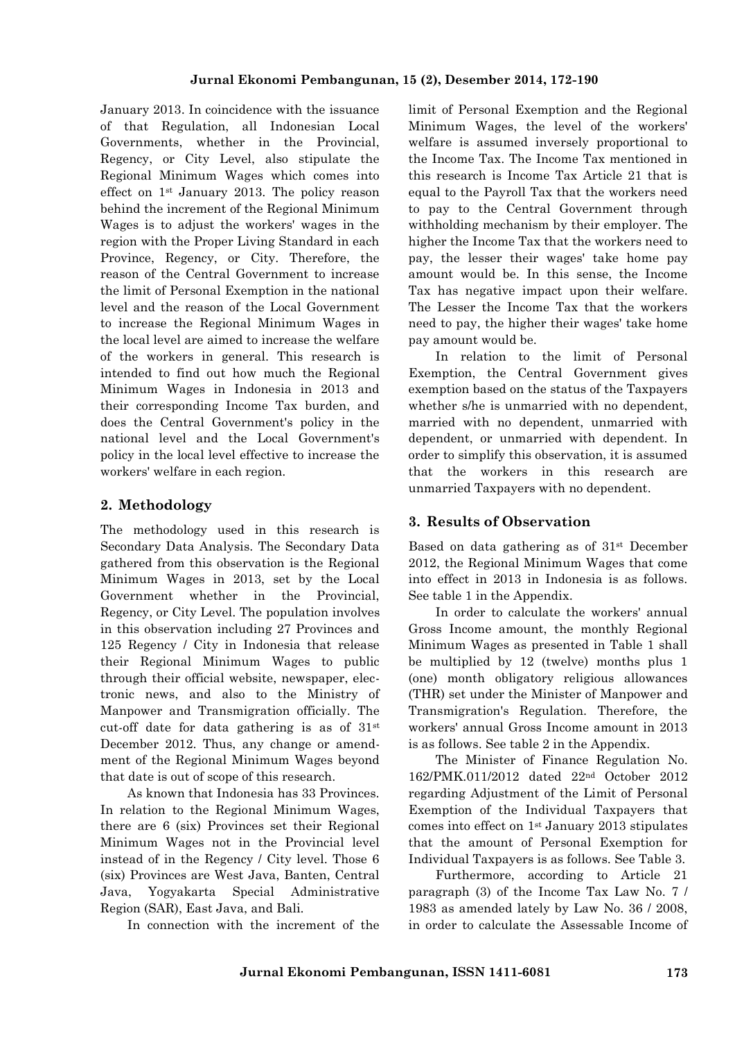January 2013. In coincidence with the issuance of that Regulation, all Indonesian Local Governments, whether in the Provincial, Regency, or City Level, also stipulate the Regional Minimum Wages which comes into effect on 1st January 2013. The policy reason behind the increment of the Regional Minimum Wages is to adjust the workers' wages in the region with the Proper Living Standard in each Province, Regency, or City. Therefore, the reason of the Central Government to increase the limit of Personal Exemption in the national level and the reason of the Local Government to increase the Regional Minimum Wages in the local level are aimed to increase the welfare of the workers in general. This research is intended to find out how much the Regional Minimum Wages in Indonesia in 2013 and their corresponding Income Tax burden, and does the Central Government's policy in the national level and the Local Government's policy in the local level effective to increase the workers' welfare in each region.

## 2. Methodology

The methodology used in this research is Secondary Data Analysis. The Secondary Data gathered from this observation is the Regional Minimum Wages in 2013, set by the Local Government whether in the Provincial, Regency, or City Level. The population involves in this observation including 27 Provinces and 125 Regency / City in Indonesia that release their Regional Minimum Wages to public through their official website, newspaper, electronic news, and also to the Ministry of Manpower and Transmigration officially. The cut-off date for data gathering is as of 31st December 2012. Thus, any change or amendment of the Regional Minimum Wages beyond that date is out of scope of this research.

As known that Indonesia has 33 Provinces. In relation to the Regional Minimum Wages, there are 6 (six) Provinces set their Regional Minimum Wages not in the Provincial level instead of in the Regency / City level. Those 6 (six) Provinces are West Java, Banten, Central Java, Yogyakarta Special Administrative Region (SAR), East Java, and Bali.

In connection with the increment of the limit of Personal Exemption and the Regional Minimum Wages, the level of the workers' welfare is assumed inversely proportional to the Income Tax. The Income Tax mentioned in this research is Income Tax Article 21 that is equal to the Payroll Tax that the workers need to pay to the Central Government through withholding mechanism by their employer. The higher the Income Tax that the workers need to pay, the lesser their wages' take home pay amount would be. In this sense, the Income Tax has negative impact upon their welfare. The Lesser the Income Tax that the workers need to pay, the higher their wages' take home pay amount would be.

In relation to the limit of Personal Exemption, the Central Government gives exemption based on the status of the Taxpayers whether s/he is unmarried with no dependent, married with no dependent, unmarried with dependent, or unmarried with dependent. In order to simplify this observation, it is assumed that the workers in this research are unmarried Taxpayers with no dependent.

## 3. Results of Observation

Based on data gathering as of 31st December 2012, the Regional Minimum Wages that come into effect in 2013 in Indonesia is as follows. See table 1 in the Appendix.

In order to calculate the workers' annual Gross Income amount, the monthly Regional Minimum Wages as presented in Table 1 shall be multiplied by 12 (twelve) months plus 1 (one) month obligatory religious allowances (THR) set under the Minister of Manpower and Transmigration's Regulation. Therefore, the workers' annual Gross Income amount in 2013 is as follows. See table 2 in the Appendix.

The Minister of Finance Regulation No. 162/PMK.011/2012 dated 22nd October 2012 regarding Adjustment of the Limit of Personal Exemption of the Individual Taxpayers that comes into effect on 1st January 2013 stipulates that the amount of Personal Exemption for Individual Taxpayers is as follows. See Table 3.

Furthermore, according to Article 21 paragraph (3) of the Income Tax Law No. 7 / 1983 as amended lately by Law No. 36 / 2008, in order to calculate the Assessable Income of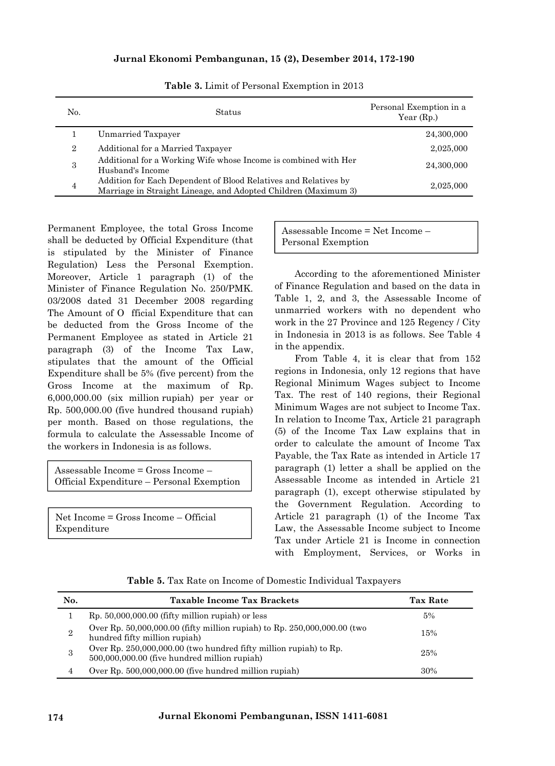**Table 3.** Limit of Personal Exemption in 2013

| No. | Status | Personal Exemption in a Year (Rp.) |
|---|---|---|
| 1 | Unmarried Taxpayer | 24,300,000 |
| 2 | Additional for a Married Taxpayer | 2,025,000 |
| 3 | Additional for a Working Wife whose Income is combined with Her Husband's Income | 24,300,000 |
| 4 | Addition for Each Dependent of Blood Relatives and Relatives by Marriage in Straight Lineage, and Adopted Children (Maximum 3) | 2,025,000 |

Permanent Employee, the total Gross Income shall be deducted by Official Expenditure (that is stipulated by the Minister of Finance Regulation) Less the Personal Exemption. Moreover, Article 1 paragraph (1) of the Minister of Finance Regulation No. 250/PMK. 03/2008 dated 31 December 2008 regarding The Amount of O fficial Expenditure that can be deducted from the Gross Income of the Permanent Employee as stated in Article 21 paragraph (3) of the Income Tax Law, stipulates that the amount of the Official Expenditure shall be 5% (five percent) from the Gross Income at the maximum of Rp. 6,000,000.00 (six million rupiah) per year or Rp. 500,000.00 (five hundred thousand rupiah) per month. Based on those regulations, the formula to calculate the Assessable Income of the workers in Indonesia is as follows.

> Assessable Income = Gross Income – Official Expenditure – Personal Exemption

> Net Income = Gross Income – Official Expenditure

> Assessable Income = Net Income – Personal Exemption

According to the aforementioned Minister of Finance Regulation and based on the data in Table 1, 2, and 3, the Assessable Income of unmarried workers with no dependent who work in the 27 Province and 125 Regency / City in Indonesia in 2013 is as follows. See Table 4 in the appendix.

From Table 4, it is clear that from 152 regions in Indonesia, only 12 regions that have Regional Minimum Wages subject to Income Tax. The rest of 140 regions, their Regional Minimum Wages are not subject to Income Tax. In relation to Income Tax, Article 21 paragraph (5) of the Income Tax Law explains that in order to calculate the amount of Income Tax Payable, the Tax Rate as intended in Article 17 paragraph (1) letter a shall be applied on the Assessable Income as intended in Article 21 paragraph (1), except otherwise stipulated by the Government Regulation. According to Article 21 paragraph (1) of the Income Tax Law, the Assessable Income subject to Income Tax under Article 21 is Income in connection with Employment, Services, or Works in

**Table 5.** Tax Rate on Income of Domestic Individual Taxpayers

| No. | Taxable Income Tax Brackets | Tax Rate |
|---|---|---|
| 1 | Rp. 50,000,000.00 (fifty million rupiah) or less | 5% |
| 2 | Over Rp. 50,000,000.00 (fifty million rupiah) to Rp. 250,000,000.00 (two hundred fifty million rupiah) | 15% |
| 3 | Over Rp. 250,000,000.00 (two hundred fifty million rupiah) to Rp. 500,000,000.00 (five hundred million rupiah) | 25% |
| 4 | Over Rp. 500,000,000.00 (five hundred million rupiah) | 30% |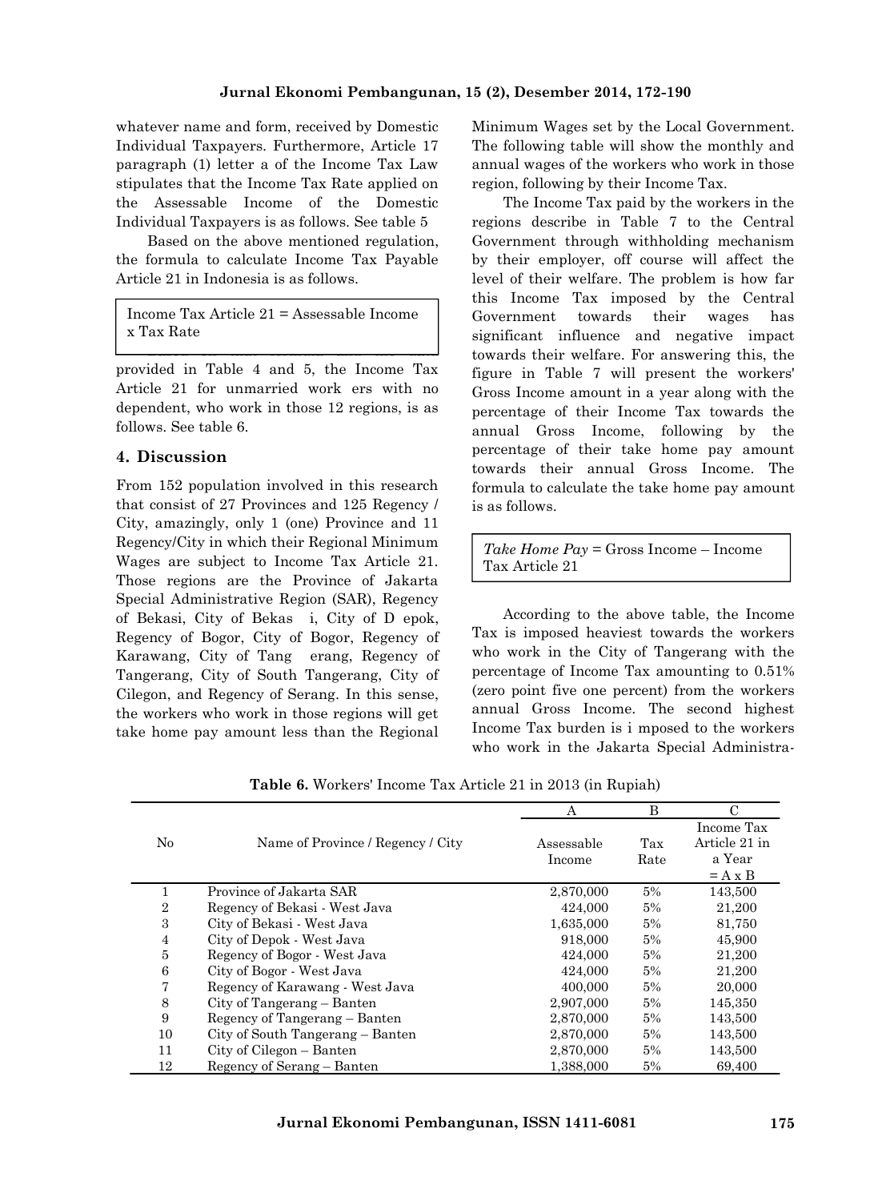whatever name and form, received by Domestic Individual Taxpayers. Furthermore, Article 17 paragraph (1) letter a of the Income Tax Law stipulates that the Income Tax Rate applied on the Assessable Income of the Domestic Individual Taxpayers is as follows. See table 5

Based on the above mentioned regulation, the formula to calculate Income Tax Payable Article 21 in Indonesia is as follows.

> Income Tax Article 21 = Assessable Income x Tax Rate

Based on that formula and the data provided in Table 4 and 5, the Income Tax Article 21 for unmarried work ers with no dependent, who work in those 12 regions, is as follows. See table 6.

## 4. Discussion

From 152 population involved in this research that consist of 27 Provinces and 125 Regency / City, amazingly, only 1 (one) Province and 11 Regency/City in which their Regional Minimum Wages are subject to Income Tax Article 21. Those regions are the Province of Jakarta Special Administrative Region (SAR), Regency of Bekasi, City of Bekas i, City of D epok, Regency of Bogor, City of Bogor, Regency of Karawang, City of Tang erang, Regency of Tangerang, City of South Tangerang, City of Cilegon, and Regency of Serang. In this sense, the workers who work in those regions will get take home pay amount less than the Regional Minimum Wages set by the Local Government. The following table will show the monthly and annual wages of the workers who work in those region, following by their Income Tax.

The Income Tax paid by the workers in the regions describe in Table 7 to the Central Government through withholding mechanism by their employer, off course will affect the level of their welfare. The problem is how far this Income Tax imposed by the Central Government towards their wages has significant influence and negative impact towards their welfare. For answering this, the figure in Table 7 will present the workers' Gross Income amount in a year along with the percentage of their Income Tax towards the annual Gross Income, following by the percentage of their take home pay amount towards their annual Gross Income. The formula to calculate the take home pay amount is as follows.

> *Take Home Pay* = Gross Income – Income Tax Article 21

According to the above table, the Income Tax is imposed heaviest towards the workers who work in the City of Tangerang with the percentage of Income Tax amounting to 0.51% (zero point five one percent) from the workers annual Gross Income. The second highest Income Tax burden is i mposed to the workers who work in the Jakarta Special Administra-

**Table 6.** Workers' Income Tax Article 21 in 2013 (in Rupiah)

| No | Name of Province / Regency / City | A<br>Assessable Income | B<br>Tax Rate | C<br>Income Tax Article 21 in a Year = A x B |
|---|---|---|---|---|
| 1 | Province of Jakarta SAR | 2,870,000 | 5% | 143,500 |
| 2 | Regency of Bekasi - West Java | 424,000 | 5% | 21,200 |
| 3 | City of Bekasi - West Java | 1,635,000 | 5% | 81,750 |
| 4 | City of Depok - West Java | 918,000 | 5% | 45,900 |
| 5 | Regency of Bogor - West Java | 424,000 | 5% | 21,200 |
| 6 | City of Bogor - West Java | 424,000 | 5% | 21,200 |
| 7 | Regency of Karawang - West Java | 400,000 | 5% | 20,000 |
| 8 | City of Tangerang – Banten | 2,907,000 | 5% | 145,350 |
| 9 | Regency of Tangerang – Banten | 2,870,000 | 5% | 143,500 |
| 10 | City of South Tangerang – Banten | 2,870,000 | 5% | 143,500 |
| 11 | City of Cilegon – Banten | 2,870,000 | 5% | 143,500 |
| 12 | Regency of Serang – Banten | 1,388,000 | 5% | 69,400 |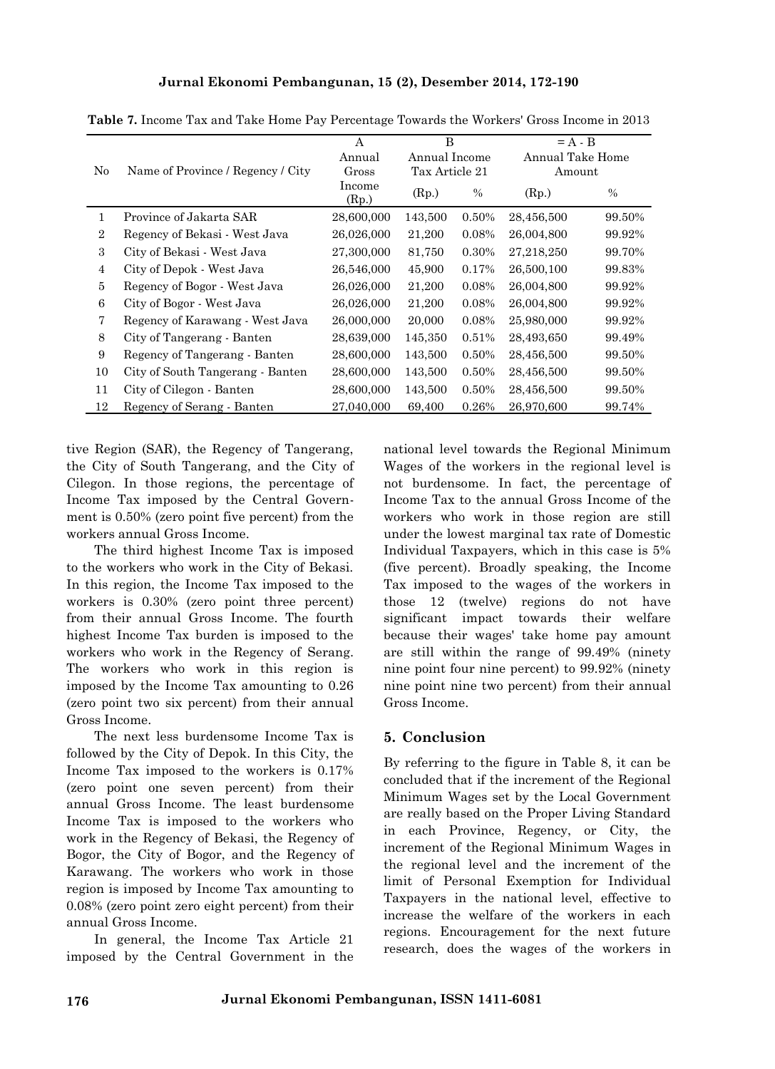**Table 7.** Income Tax and Take Home Pay Percentage Towards the Workers' Gross Income in 2013

| No | Name of Province / Regency / City | A Annual Gross Income (Rp.) | B Annual Income Tax Article 21 (Rp.) | % | = A - B Annual Take Home Amount (Rp.) | % |
|---|---|---|---|---|---|---|
| 1 | Province of Jakarta SAR | 28,600,000 | 143,500 | 0.50% | 28,456,500 | 99.50% |
| 2 | Regency of Bekasi - West Java | 26,026,000 | 21,200 | 0.08% | 26,004,800 | 99.92% |
| 3 | City of Bekasi - West Java | 27,300,000 | 81,750 | 0.30% | 27,218,250 | 99.70% |
| 4 | City of Depok - West Java | 26,546,000 | 45,900 | 0.17% | 26,500,100 | 99.83% |
| 5 | Regency of Bogor - West Java | 26,026,000 | 21,200 | 0.08% | 26,004,800 | 99.92% |
| 6 | City of Bogor - West Java | 26,026,000 | 21,200 | 0.08% | 26,004,800 | 99.92% |
| 7 | Regency of Karawang - West Java | 26,000,000 | 20,000 | 0.08% | 25,980,000 | 99.92% |
| 8 | City of Tangerang - Banten | 28,639,000 | 145,350 | 0.51% | 28,493,650 | 99.49% |
| 9 | Regency of Tangerang - Banten | 28,600,000 | 143,500 | 0.50% | 28,456,500 | 99.50% |
| 10 | City of South Tangerang - Banten | 28,600,000 | 143,500 | 0.50% | 28,456,500 | 99.50% |
| 11 | City of Cilegon - Banten | 28,600,000 | 143,500 | 0.50% | 28,456,500 | 99.50% |
| 12 | Regency of Serang - Banten | 27,040,000 | 69,400 | 0.26% | 26,970,600 | 99.74% |

tive Region (SAR), the Regency of Tangerang, the City of South Tangerang, and the City of Cilegon. In those regions, the percentage of Income Tax imposed by the Central Government is 0.50% (zero point five percent) from the workers annual Gross Income.

The third highest Income Tax is imposed to the workers who work in the City of Bekasi. In this region, the Income Tax imposed to the workers is 0.30% (zero point three percent) from their annual Gross Income. The fourth highest Income Tax burden is imposed to the workers who work in the Regency of Serang. The workers who work in this region is imposed by the Income Tax amounting to 0.26 (zero point two six percent) from their annual Gross Income.

The next less burdensome Income Tax is followed by the City of Depok. In this City, the Income Tax imposed to the workers is 0.17% (zero point one seven percent) from their annual Gross Income. The least burdensome Income Tax is imposed to the workers who work in the Regency of Bekasi, the Regency of Bogor, the City of Bogor, and the Regency of Karawang. The workers who work in those region is imposed by Income Tax amounting to 0.08% (zero point zero eight percent) from their annual Gross Income.

In general, the Income Tax Article 21 imposed by the Central Government in the national level towards the Regional Minimum Wages of the workers in the regional level is not burdensome. In fact, the percentage of Income Tax to the annual Gross Income of the workers who work in those region are still under the lowest marginal tax rate of Domestic Individual Taxpayers, which in this case is 5% (five percent). Broadly speaking, the Income Tax imposed to the wages of the workers in those 12 (twelve) regions do not have significant impact towards their welfare because their wages' take home pay amount are still within the range of 99.49% (ninety nine point four nine percent) to 99.92% (ninety nine point nine two percent) from their annual Gross Income.

## 5. Conclusion

By referring to the figure in Table 8, it can be concluded that if the increment of the Regional Minimum Wages set by the Local Government are really based on the Proper Living Standard in each Province, Regency, or City, the increment of the Regional Minimum Wages in the regional level and the increment of the limit of Personal Exemption for Individual Taxpayers in the national level, effective to increase the welfare of the workers in each regions. Encouragement for the next future research, does the wages of the workers in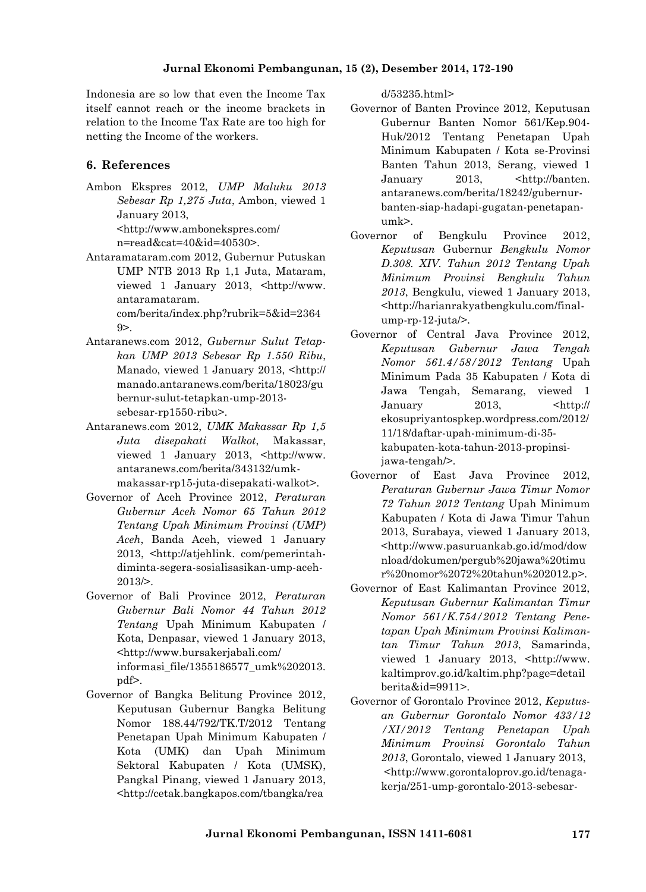Indonesia are so low that even the Income Tax itself cannot reach or the income brackets in relation to the Income Tax Rate are too high for netting the Income of the workers.

## 6. References

Ambon Ekspres 2012, *UMP Maluku 2013 Sebesar Rp 1,275 Juta*, Ambon, viewed 1 January 2013, <http://www.ambonekspres.com/n=read&cat=40&id=40530>.

Antaramataram.com 2012, Gubernur Putuskan UMP NTB 2013 Rp 1,1 Juta, Mataram, viewed 1 January 2013, <http://www.antaramataram.com/berita/index.php?rubrik=5&id=23649>.

Antaranews.com 2012, *Gubernur Sulut Tetapkan UMP 2013 Sebesar Rp 1.550 Ribu*, Manado, viewed 1 January 2013, <http://manado.antaranews.com/berita/18023/gubernur-sulut-tetapkan-ump-2013-sebesar-rp1550-ribu>.

Antaranews.com 2012, *UMK Makassar Rp 1,5 Juta disepakati Walkot*, Makassar, viewed 1 January 2013, <http://www.antaranews.com/berita/343132/umk-makassar-rp15-juta-disepakati-walkot>.

Governor of Aceh Province 2012, *Peraturan Gubernur Aceh Nomor 65 Tahun 2012 Tentang Upah Minimum Provinsi (UMP) Aceh*, Banda Aceh, viewed 1 January 2013, <http://atjehlink. com/pemerintah-diminta-segera-sosialisasikan-ump-aceh-2013/>.

Governor of Bali Province 2012, *Peraturan Gubernur Bali Nomor 44 Tahun 2012 Tentang* Upah Minimum Kabupaten / Kota, Denpasar, viewed 1 January 2013, <http://www.bursakerjabali.com/informasi_file/1355186577_umk%202013.pdf>.

Governor of Bangka Belitung Province 2012, Keputusan Gubernur Bangka Belitung Nomor 188.44/792/TK.T/2012 Tentang Penetapan Upah Minimum Kabupaten / Kota (UMK) dan Upah Minimum Sektoral Kabupaten / Kota (UMSK), Pangkal Pinang, viewed 1 January 2013, <http://cetak.bangkapos.com/tbangka/read/53235.html>

Governor of Banten Province 2012, Keputusan Gubernur Banten Nomor 561/Kep.904-Huk/2012 Tentang Penetapan Upah Minimum Kabupaten / Kota se-Provinsi Banten Tahun 2013, Serang, viewed 1 January 2013, <http://banten.antaranews.com/berita/18242/gubernur-banten-siap-hadapi-gugatan-penetapan-umk>.

Governor of Bengkulu Province 2012, *Keputusan* Gubernur *Bengkulu Nomor D.308. XIV. Tahun 2012 Tentang Upah Minimum Provinsi Bengkulu Tahun 2013*, Bengkulu, viewed 1 January 2013, <http://harianrakyatbengkulu.com/final-ump-rp-12-juta/>.

Governor of Central Java Province 2012, *Keputusan Gubernur Jawa Tengah Nomor 561.4/58/2012 Tentang* Upah Minimum Pada 35 Kabupaten / Kota di Jawa Tengah, Semarang, viewed 1 January 2013, <http://ekosupriyantospkep.wordpress.com/2012/11/18/daftar-upah-minimum-di-35-kabupaten-kota-tahun-2013-propinsi-jawa-tengah/>.

Governor of East Java Province 2012, *Peraturan Gubernur Jawa Timur Nomor 72 Tahun 2012 Tentang* Upah Minimum Kabupaten / Kota di Jawa Timur Tahun 2013, Surabaya, viewed 1 January 2013, <http://www.pasuruankab.go.id/mod/download/dokumen/pergub%20jawa%20timur%20nomor%2072%20tahun%202012.p>.

Governor of East Kalimantan Province 2012, *Keputusan Gubernur Kalimantan Timur Nomor 561/K.754/2012 Tentang Penetapan Upah Minimum Provinsi Kalimantan Timur Tahun 2013*, Samarinda, viewed 1 January 2013, <http://www.kaltimprov.go.id/kaltim.php?page=detailberita&id=9911>.

Governor of Gorontalo Province 2012, *Keputusan Gubernur Gorontalo Nomor 433/12/XI/2012 Tentang Penetapan Upah Minimum Provinsi Gorontalo Tahun 2013*, Gorontalo, viewed 1 January 2013, <http://www.gorontaloprov.go.id/tenaga-kerja/251-ump-gorontalo-2013-sebesar-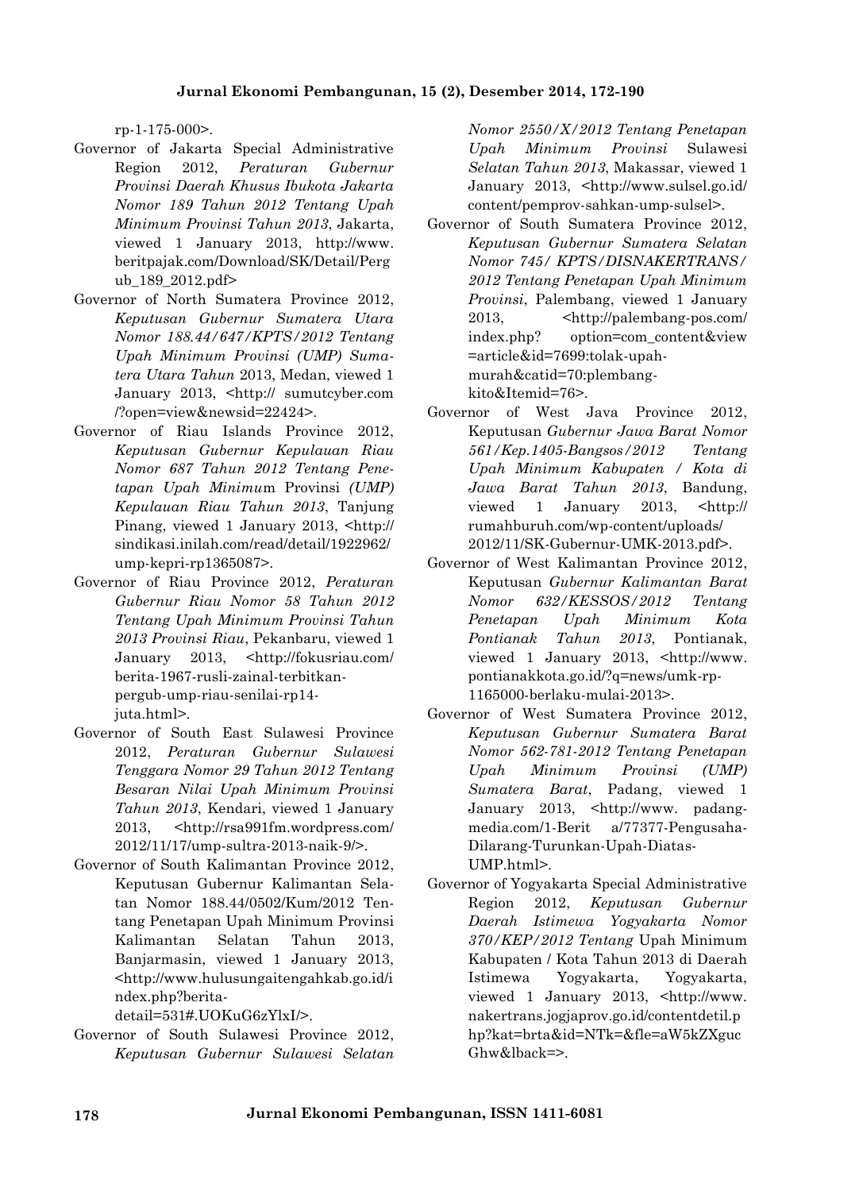rp-1-175-000>.

Governor of Jakarta Special Administrative Region 2012, *Peraturan Gubernur Provinsi Daerah Khusus Ibukota Jakarta Nomor 189 Tahun 2012 Tentang Upah Minimum Provinsi Tahun 2013*, Jakarta, viewed 1 January 2013, http://www.beritpajak.com/Download/SK/Detail/Pergub_189_2012.pdf>

Governor of North Sumatera Province 2012, *Keputusan Gubernur Sumatera Utara Nomor 188.44/647/KPTS/2012 Tentang Upah Minimum Provinsi (UMP) Sumatera Utara Tahun* 2013, Medan, viewed 1 January 2013, <http:// sumutcyber.com /?open=view&newsid=22424>.

Governor of Riau Islands Province 2012, *Keputusan Gubernur Kepulauan Riau Nomor 687 Tahun 2012 Tentang Penetapan Upah Minimu*m Provinsi *(UMP) Kepulauan Riau Tahun 2013*, Tanjung Pinang, viewed 1 January 2013, <http:// sindikasi.inilah.com/read/detail/1922962/ ump-kepri-rp1365087>.

Governor of Riau Province 2012, *Peraturan Gubernur Riau Nomor 58 Tahun 2012 Tentang Upah Minimum Provinsi Tahun 2013 Provinsi Riau*, Pekanbaru, viewed 1 January 2013, <http://fokusriau.com/ berita-1967-rusli-zainal-terbitkan-pergub-ump-riau-senilai-rp14-juta.html>.

Governor of South East Sulawesi Province 2012, *Peraturan Gubernur Sulawesi Tenggara Nomor 29 Tahun 2012 Tentang Besaran Nilai Upah Minimum Provinsi Tahun 2013*, Kendari, viewed 1 January 2013, <http://rsa991fm.wordpress.com/ 2012/11/17/ump-sultra-2013-naik-9/>.

Governor of South Kalimantan Province 2012, Keputusan Gubernur Kalimantan Selatan Nomor 188.44/0502/Kum/2012 Tentang Penetapan Upah Minimum Provinsi Kalimantan Selatan Tahun 2013, Banjarmasin, viewed 1 January 2013, <http://www.hulusungaitengahkab.go.id/index.php?berita-detail=531#.UOKuG6zYlxI/>.

Governor of South Sulawesi Province 2012, *Keputusan Gubernur Sulawesi Selatan Nomor 2550/X/2012 Tentang Penetapan Upah Minimum Provinsi* Sulawesi *Selatan Tahun 2013*, Makassar, viewed 1 January 2013, <http://www.sulsel.go.id/ content/pemprov-sahkan-ump-sulsel>.

Governor of South Sumatera Province 2012, *Keputusan Gubernur Sumatera Selatan Nomor 745/ KPTS/DISNAKERTRANS/ 2012 Tentang Penetapan Upah Minimum Provinsi*, Palembang, viewed 1 January 2013, <http://palembang-pos.com/ index.php? option=com_content&view =article&id=7699:tolak-upah-murah&catid=70:plembang-kito&Itemid=76>.

Governor of West Java Province 2012, Keputusan *Gubernur Jawa Barat Nomor 561/Kep.1405-Bangsos/2012 Tentang Upah Minimum Kabupaten / Kota di Jawa Barat Tahun 2013*, Bandung, viewed 1 January 2013, <http:// rumahburuh.com/wp-content/uploads/ 2012/11/SK-Gubernur-UMK-2013.pdf>.

Governor of West Kalimantan Province 2012, Keputusan *Gubernur Kalimantan Barat Nomor 632/KESSOS/2012 Tentang Penetapan Upah Minimum Kota Pontianak Tahun 2013*, Pontianak, viewed 1 January 2013, <http://www. pontianakkota.go.id/?q=news/umk-rp-1165000-berlaku-mulai-2013>.

Governor of West Sumatera Province 2012, *Keputusan Gubernur Sumatera Barat Nomor 562-781-2012 Tentang Penetapan Upah Minimum Provinsi (UMP) Sumatera Barat*, Padang, viewed 1 January 2013, <http://www. padang-media.com/1-Berit a/77377-Pengusaha-Dilarang-Turunkan-Upah-Diatas-UMP.html>.

Governor of Yogyakarta Special Administrative Region 2012, *Keputusan Gubernur Daerah Istimewa Yogyakarta Nomor 370/KEP/2012 Tentang* Upah Minimum Kabupaten / Kota Tahun 2013 di Daerah Istimewa Yogyakarta, Yogyakarta, viewed 1 January 2013, <http://www. nakertrans.jogjaprov.go.id/contentdetil.php?kat=brta&id=NTk=&fle=aW5kZXgucGhw&lback=>.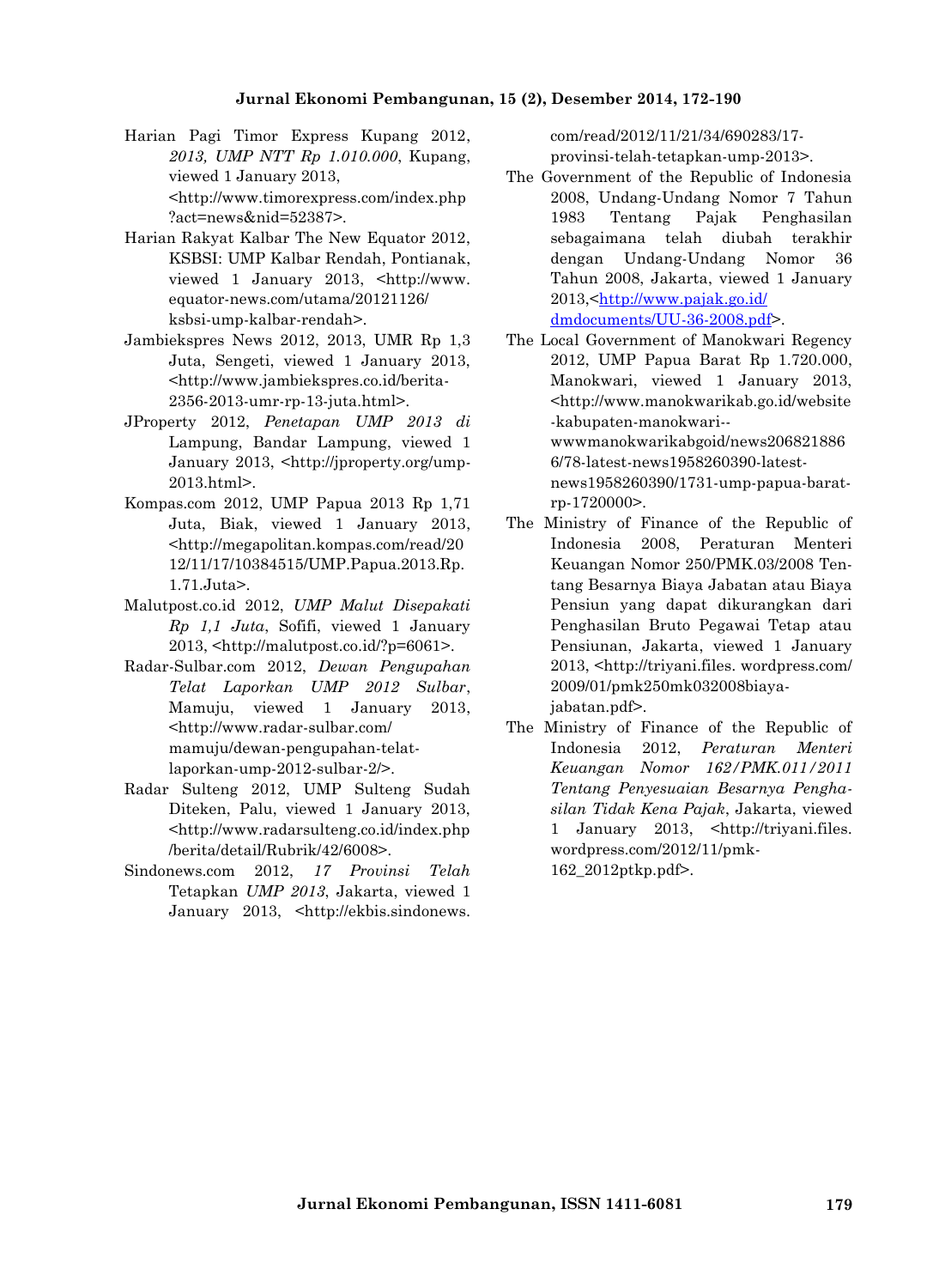Harian Pagi Timor Express Kupang 2012, *2013, UMP NTT Rp 1.010.000*, Kupang, viewed 1 January 2013, <http://www.timorexpress.com/index.php?act=news&nid=52387>.

Harian Rakyat Kalbar The New Equator 2012, KSBSI: UMP Kalbar Rendah, Pontianak, viewed 1 January 2013, <http://www.equator-news.com/utama/20121126/ksbsi-ump-kalbar-rendah>.

Jambiekspres News 2012, 2013, UMR Rp 1,3 Juta, Sengeti, viewed 1 January 2013, <http://www.jambiekspres.co.id/berita-2356-2013-umr-rp-13-juta.html>.

JProperty 2012, *Penetapan UMP 2013 di* Lampung, Bandar Lampung, viewed 1 January 2013, <http://jproperty.org/ump-2013.html>.

Kompas.com 2012, UMP Papua 2013 Rp 1,71 Juta, Biak, viewed 1 January 2013, <http://megapolitan.kompas.com/read/2012/11/17/10384515/UMP.Papua.2013.Rp.1.71.Juta>.

Malutpost.co.id 2012, *UMP Malut Disepakati Rp 1,1 Juta*, Sofifi, viewed 1 January 2013, <http://malutpost.co.id/?p=6061>.

Radar-Sulbar.com 2012, *Dewan Pengupahan Telat Laporkan UMP 2012 Sulbar*, Mamuju, viewed 1 January 2013, <http://www.radar-sulbar.com/mamuju/dewan-pengupahan-telat-laporkan-ump-2012-sulbar-2/>.

Radar Sulteng 2012, UMP Sulteng Sudah Diteken, Palu, viewed 1 January 2013, <http://www.radarsulteng.co.id/index.php/berita/detail/Rubrik/42/6008>.

Sindonews.com 2012, *17 Provinsi Telah* Tetapkan *UMP 2013*, Jakarta, viewed 1 January 2013, <http://ekbis.sindonews.com/read/2012/11/21/34/690283/17-provinsi-telah-tetapkan-ump-2013>.

The Government of the Republic of Indonesia 2008, Undang-Undang Nomor 7 Tahun 1983 Tentang Pajak Penghasilan sebagaimana telah diubah terakhir dengan Undang-Undang Nomor 36 Tahun 2008, Jakarta, viewed 1 January 2013,<http://www.pajak.go.id/dmdocuments/UU-36-2008.pdf>.

The Local Government of Manokwari Regency 2012, UMP Papua Barat Rp 1.720.000, Manokwari, viewed 1 January 2013, <http://www.manokwarikab.go.id/website-kabupaten-manokwari--wwwmanokwarikabgoid/news2068218866/78-latest-news1958260390-latest-news1958260390/1731-ump-papua-barat-rp-1720000>.

The Ministry of Finance of the Republic of Indonesia 2008, Peraturan Menteri Keuangan Nomor 250/PMK.03/2008 Tentang Besarnya Biaya Jabatan atau Biaya Pensiun yang dapat dikurangkan dari Penghasilan Bruto Pegawai Tetap atau Pensiunan, Jakarta, viewed 1 January 2013, <http://triyani.files. wordpress.com/2009/01/pmk250mk032008biaya-jabatan.pdf>.

The Ministry of Finance of the Republic of Indonesia 2012, *Peraturan Menteri Keuangan Nomor 162/PMK.011/2011 Tentang Penyesuaian Besarnya Penghasilan Tidak Kena Pajak*, Jakarta, viewed 1 January 2013, <http://triyani.files.wordpress.com/2012/11/pmk-162_2012ptkp.pdf>.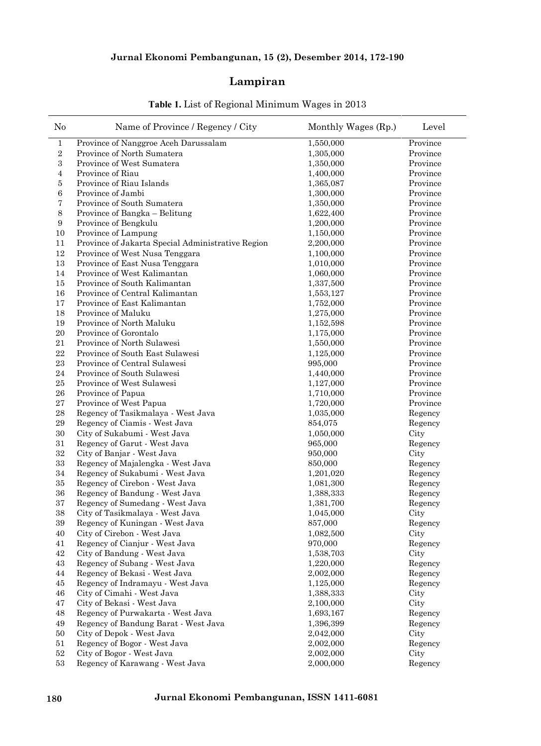## Lampiran

**Table 1.** List of Regional Minimum Wages in 2013

| No | Name of Province / Regency / City | Monthly Wages (Rp.) | Level |
|---|---|---|---|
| 1 | Province of Nanggroe Aceh Darussalam | 1,550,000 | Province |
| 2 | Province of North Sumatera | 1,305,000 | Province |
| 3 | Province of West Sumatera | 1,350,000 | Province |
| 4 | Province of Riau | 1,400,000 | Province |
| 5 | Province of Riau Islands | 1,365,087 | Province |
| 6 | Province of Jambi | 1,300,000 | Province |
| 7 | Province of South Sumatera | 1,350,000 | Province |
| 8 | Province of Bangka – Belitung | 1,622,400 | Province |
| 9 | Province of Bengkulu | 1,200,000 | Province |
| 10 | Province of Lampung | 1,150,000 | Province |
| 11 | Province of Jakarta Special Administrative Region | 2,200,000 | Province |
| 12 | Province of West Nusa Tenggara | 1,100,000 | Province |
| 13 | Province of East Nusa Tenggara | 1,010,000 | Province |
| 14 | Province of West Kalimantan | 1,060,000 | Province |
| 15 | Province of South Kalimantan | 1,337,500 | Province |
| 16 | Province of Central Kalimantan | 1,553,127 | Province |
| 17 | Province of East Kalimantan | 1,752,000 | Province |
| 18 | Province of Maluku | 1,275,000 | Province |
| 19 | Province of North Maluku | 1,152,598 | Province |
| 20 | Province of Gorontalo | 1,175,000 | Province |
| 21 | Province of North Sulawesi | 1,550,000 | Province |
| 22 | Province of South East Sulawesi | 1,125,000 | Province |
| 23 | Province of Central Sulawesi | 995,000 | Province |
| 24 | Province of South Sulawesi | 1,440,000 | Province |
| 25 | Province of West Sulawesi | 1,127,000 | Province |
| 26 | Province of Papua | 1,710,000 | Province |
| 27 | Province of West Papua | 1,720,000 | Province |
| 28 | Regency of Tasikmalaya - West Java | 1,035,000 | Regency |
| 29 | Regency of Ciamis - West Java | 854,075 | Regency |
| 30 | City of Sukabumi - West Java | 1,050,000 | City |
| 31 | Regency of Garut - West Java | 965,000 | Regency |
| 32 | City of Banjar - West Java | 950,000 | City |
| 33 | Regency of Majalengka - West Java | 850,000 | Regency |
| 34 | Regency of Sukabumi - West Java | 1,201,020 | Regency |
| 35 | Regency of Cirebon - West Java | 1,081,300 | Regency |
| 36 | Regency of Bandung - West Java | 1,388,333 | Regency |
| 37 | Regency of Sumedang - West Java | 1,381,700 | Regency |
| 38 | City of Tasikmalaya - West Java | 1,045,000 | City |
| 39 | Regency of Kuningan - West Java | 857,000 | Regency |
| 40 | City of Cirebon - West Java | 1,082,500 | City |
| 41 | Regency of Cianjur - West Java | 970,000 | Regency |
| 42 | City of Bandung - West Java | 1,538,703 | City |
| 43 | Regency of Subang - West Java | 1,220,000 | Regency |
| 44 | Regency of Bekasi - West Java | 2,002,000 | Regency |
| 45 | Regency of Indramayu - West Java | 1,125,000 | Regency |
| 46 | City of Cimahi - West Java | 1,388,333 | City |
| 47 | City of Bekasi - West Java | 2,100,000 | City |
| 48 | Regency of Purwakarta - West Java | 1,693,167 | Regency |
| 49 | Regency of Bandung Barat - West Java | 1,396,399 | Regency |
| 50 | City of Depok - West Java | 2,042,000 | City |
| 51 | Regency of Bogor - West Java | 2,002,000 | Regency |
| 52 | City of Bogor - West Java | 2,002,000 | City |
| 53 | Regency of Karawang - West Java | 2,000,000 | Regency |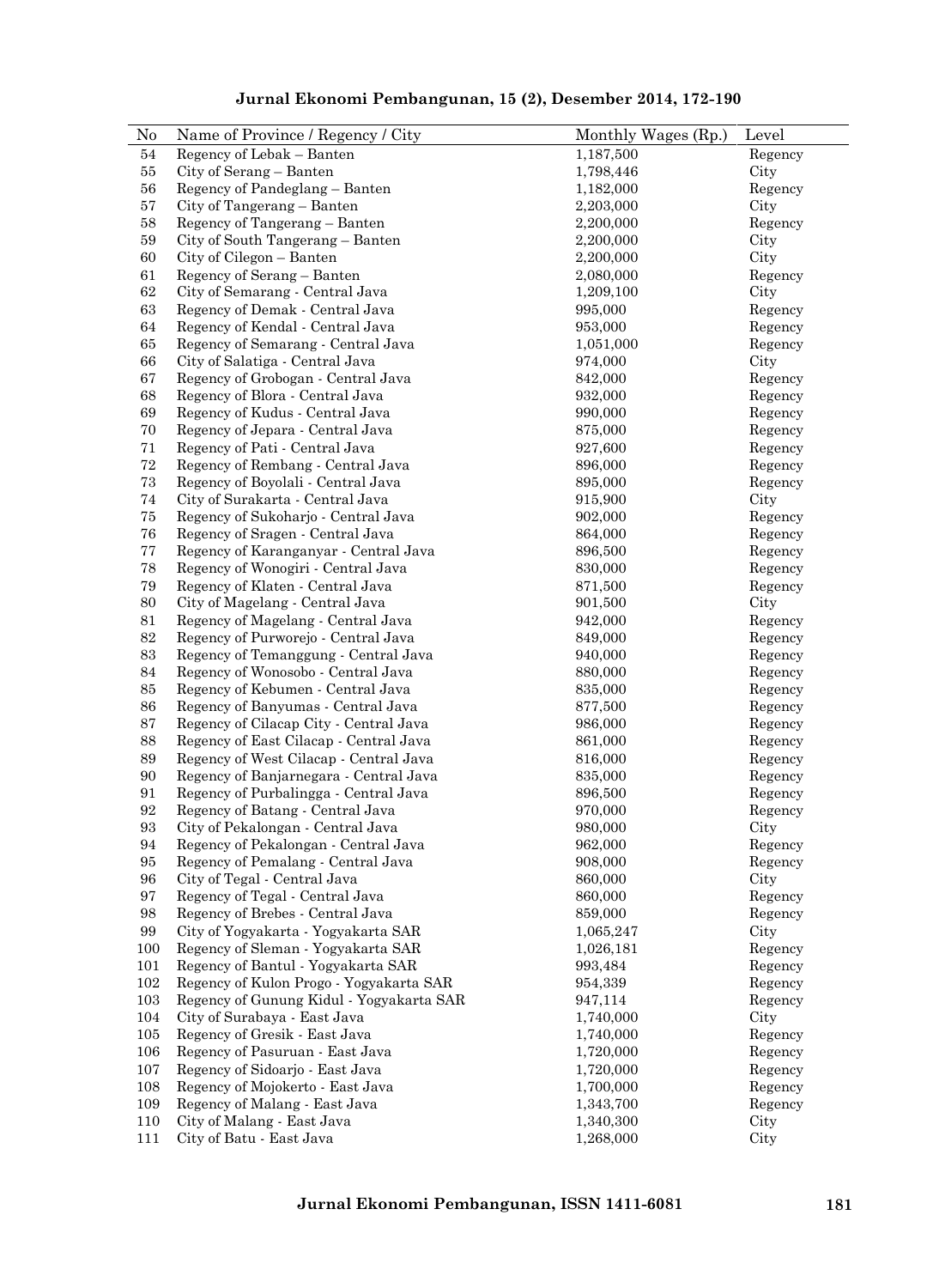| No | Name of Province / Regency / City | Monthly Wages (Rp.) | Level |
|---|---|---|---|
| 54 | Regency of Lebak – Banten | 1,187,500 | Regency |
| 55 | City of Serang – Banten | 1,798,446 | City |
| 56 | Regency of Pandeglang – Banten | 1,182,000 | Regency |
| 57 | City of Tangerang – Banten | 2,203,000 | City |
| 58 | Regency of Tangerang – Banten | 2,200,000 | Regency |
| 59 | City of South Tangerang – Banten | 2,200,000 | City |
| 60 | City of Cilegon – Banten | 2,200,000 | City |
| 61 | Regency of Serang – Banten | 2,080,000 | Regency |
| 62 | City of Semarang - Central Java | 1,209,100 | City |
| 63 | Regency of Demak - Central Java | 995,000 | Regency |
| 64 | Regency of Kendal - Central Java | 953,000 | Regency |
| 65 | Regency of Semarang - Central Java | 1,051,000 | Regency |
| 66 | City of Salatiga - Central Java | 974,000 | City |
| 67 | Regency of Grobogan - Central Java | 842,000 | Regency |
| 68 | Regency of Blora - Central Java | 932,000 | Regency |
| 69 | Regency of Kudus - Central Java | 990,000 | Regency |
| 70 | Regency of Jepara - Central Java | 875,000 | Regency |
| 71 | Regency of Pati - Central Java | 927,600 | Regency |
| 72 | Regency of Rembang - Central Java | 896,000 | Regency |
| 73 | Regency of Boyolali - Central Java | 895,000 | Regency |
| 74 | City of Surakarta - Central Java | 915,900 | City |
| 75 | Regency of Sukoharjo - Central Java | 902,000 | Regency |
| 76 | Regency of Sragen - Central Java | 864,000 | Regency |
| 77 | Regency of Karanganyar - Central Java | 896,500 | Regency |
| 78 | Regency of Wonogiri - Central Java | 830,000 | Regency |
| 79 | Regency of Klaten - Central Java | 871,500 | Regency |
| 80 | City of Magelang - Central Java | 901,500 | City |
| 81 | Regency of Magelang - Central Java | 942,000 | Regency |
| 82 | Regency of Purworejo - Central Java | 849,000 | Regency |
| 83 | Regency of Temanggung - Central Java | 940,000 | Regency |
| 84 | Regency of Wonosobo - Central Java | 880,000 | Regency |
| 85 | Regency of Kebumen - Central Java | 835,000 | Regency |
| 86 | Regency of Banyumas - Central Java | 877,500 | Regency |
| 87 | Regency of Cilacap City - Central Java | 986,000 | Regency |
| 88 | Regency of East Cilacap - Central Java | 861,000 | Regency |
| 89 | Regency of West Cilacap - Central Java | 816,000 | Regency |
| 90 | Regency of Banjarnegara - Central Java | 835,000 | Regency |
| 91 | Regency of Purbalingga - Central Java | 896,500 | Regency |
| 92 | Regency of Batang - Central Java | 970,000 | Regency |
| 93 | City of Pekalongan - Central Java | 980,000 | City |
| 94 | Regency of Pekalongan - Central Java | 962,000 | Regency |
| 95 | Regency of Pemalang - Central Java | 908,000 | Regency |
| 96 | City of Tegal - Central Java | 860,000 | City |
| 97 | Regency of Tegal - Central Java | 860,000 | Regency |
| 98 | Regency of Brebes - Central Java | 859,000 | Regency |
| 99 | City of Yogyakarta - Yogyakarta SAR | 1,065,247 | City |
| 100 | Regency of Sleman - Yogyakarta SAR | 1,026,181 | Regency |
| 101 | Regency of Bantul - Yogyakarta SAR | 993,484 | Regency |
| 102 | Regency of Kulon Progo - Yogyakarta SAR | 954,339 | Regency |
| 103 | Regency of Gunung Kidul - Yogyakarta SAR | 947,114 | Regency |
| 104 | City of Surabaya - East Java | 1,740,000 | City |
| 105 | Regency of Gresik - East Java | 1,740,000 | Regency |
| 106 | Regency of Pasuruan - East Java | 1,720,000 | Regency |
| 107 | Regency of Sidoarjo - East Java | 1,720,000 | Regency |
| 108 | Regency of Mojokerto - East Java | 1,700,000 | Regency |
| 109 | Regency of Malang - East Java | 1,343,700 | Regency |
| 110 | City of Malang - East Java | 1,340,300 | City |
| 111 | City of Batu - East Java | 1,268,000 | City |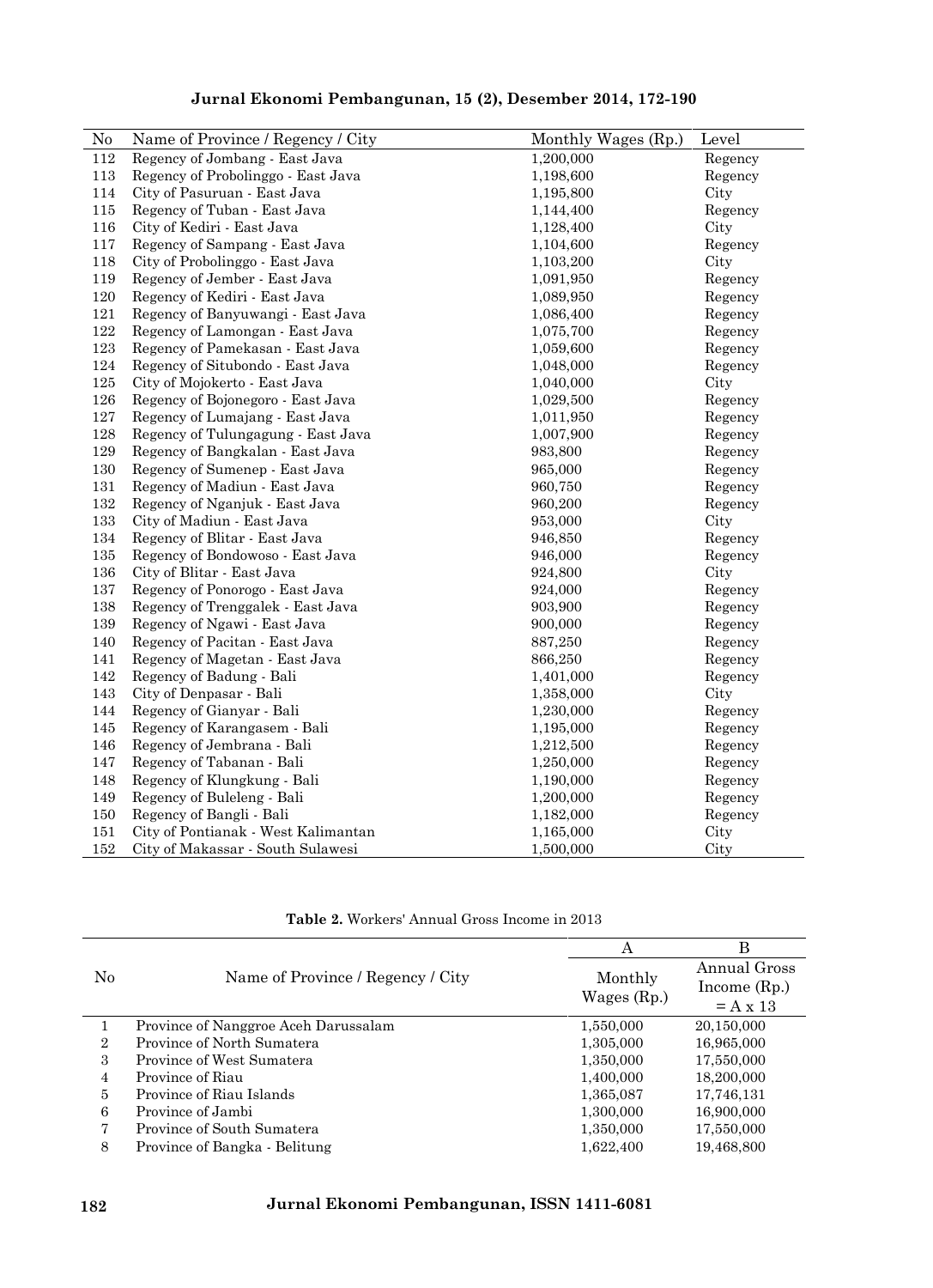| No | Name of Province / Regency / City | Monthly Wages (Rp.) | Level |
|---|---|---|---|
| 112 | Regency of Jombang - East Java | 1,200,000 | Regency |
| 113 | Regency of Probolinggo - East Java | 1,198,600 | Regency |
| 114 | City of Pasuruan - East Java | 1,195,800 | City |
| 115 | Regency of Tuban - East Java | 1,144,400 | Regency |
| 116 | City of Kediri - East Java | 1,128,400 | City |
| 117 | Regency of Sampang - East Java | 1,104,600 | Regency |
| 118 | City of Probolinggo - East Java | 1,103,200 | City |
| 119 | Regency of Jember - East Java | 1,091,950 | Regency |
| 120 | Regency of Kediri - East Java | 1,089,950 | Regency |
| 121 | Regency of Banyuwangi - East Java | 1,086,400 | Regency |
| 122 | Regency of Lamongan - East Java | 1,075,700 | Regency |
| 123 | Regency of Pamekasan - East Java | 1,059,600 | Regency |
| 124 | Regency of Situbondo - East Java | 1,048,000 | Regency |
| 125 | City of Mojokerto - East Java | 1,040,000 | City |
| 126 | Regency of Bojonegoro - East Java | 1,029,500 | Regency |
| 127 | Regency of Lumajang - East Java | 1,011,950 | Regency |
| 128 | Regency of Tulungagung - East Java | 1,007,900 | Regency |
| 129 | Regency of Bangkalan - East Java | 983,800 | Regency |
| 130 | Regency of Sumenep - East Java | 965,000 | Regency |
| 131 | Regency of Madiun - East Java | 960,750 | Regency |
| 132 | Regency of Nganjuk - East Java | 960,200 | Regency |
| 133 | City of Madiun - East Java | 953,000 | City |
| 134 | Regency of Blitar - East Java | 946,850 | Regency |
| 135 | Regency of Bondowoso - East Java | 946,000 | Regency |
| 136 | City of Blitar - East Java | 924,800 | City |
| 137 | Regency of Ponorogo - East Java | 924,000 | Regency |
| 138 | Regency of Trenggalek - East Java | 903,900 | Regency |
| 139 | Regency of Ngawi - East Java | 900,000 | Regency |
| 140 | Regency of Pacitan - East Java | 887,250 | Regency |
| 141 | Regency of Magetan - East Java | 866,250 | Regency |
| 142 | Regency of Badung - Bali | 1,401,000 | Regency |
| 143 | City of Denpasar - Bali | 1,358,000 | City |
| 144 | Regency of Gianyar - Bali | 1,230,000 | Regency |
| 145 | Regency of Karangasem - Bali | 1,195,000 | Regency |
| 146 | Regency of Jembrana - Bali | 1,212,500 | Regency |
| 147 | Regency of Tabanan - Bali | 1,250,000 | Regency |
| 148 | Regency of Klungkung - Bali | 1,190,000 | Regency |
| 149 | Regency of Buleleng - Bali | 1,200,000 | Regency |
| 150 | Regency of Bangli - Bali | 1,182,000 | Regency |
| 151 | City of Pontianak - West Kalimantan | 1,165,000 | City |
| 152 | City of Makassar - South Sulawesi | 1,500,000 | City |

**Table 2.** Workers' Annual Gross Income in 2013

| | | A | B |
|---|---|---|---|
| No | Name of Province / Regency / City | Monthly Wages (Rp.) | Annual Gross Income (Rp.) = A x 13 |
| 1 | Province of Nanggroe Aceh Darussalam | 1,550,000 | 20,150,000 |
| 2 | Province of North Sumatera | 1,305,000 | 16,965,000 |
| 3 | Province of West Sumatera | 1,350,000 | 17,550,000 |
| 4 | Province of Riau | 1,400,000 | 18,200,000 |
| 5 | Province of Riau Islands | 1,365,087 | 17,746,131 |
| 6 | Province of Jambi | 1,300,000 | 16,900,000 |
| 7 | Province of South Sumatera | 1,350,000 | 17,550,000 |
| 8 | Province of Bangka - Belitung | 1,622,400 | 19,468,800 |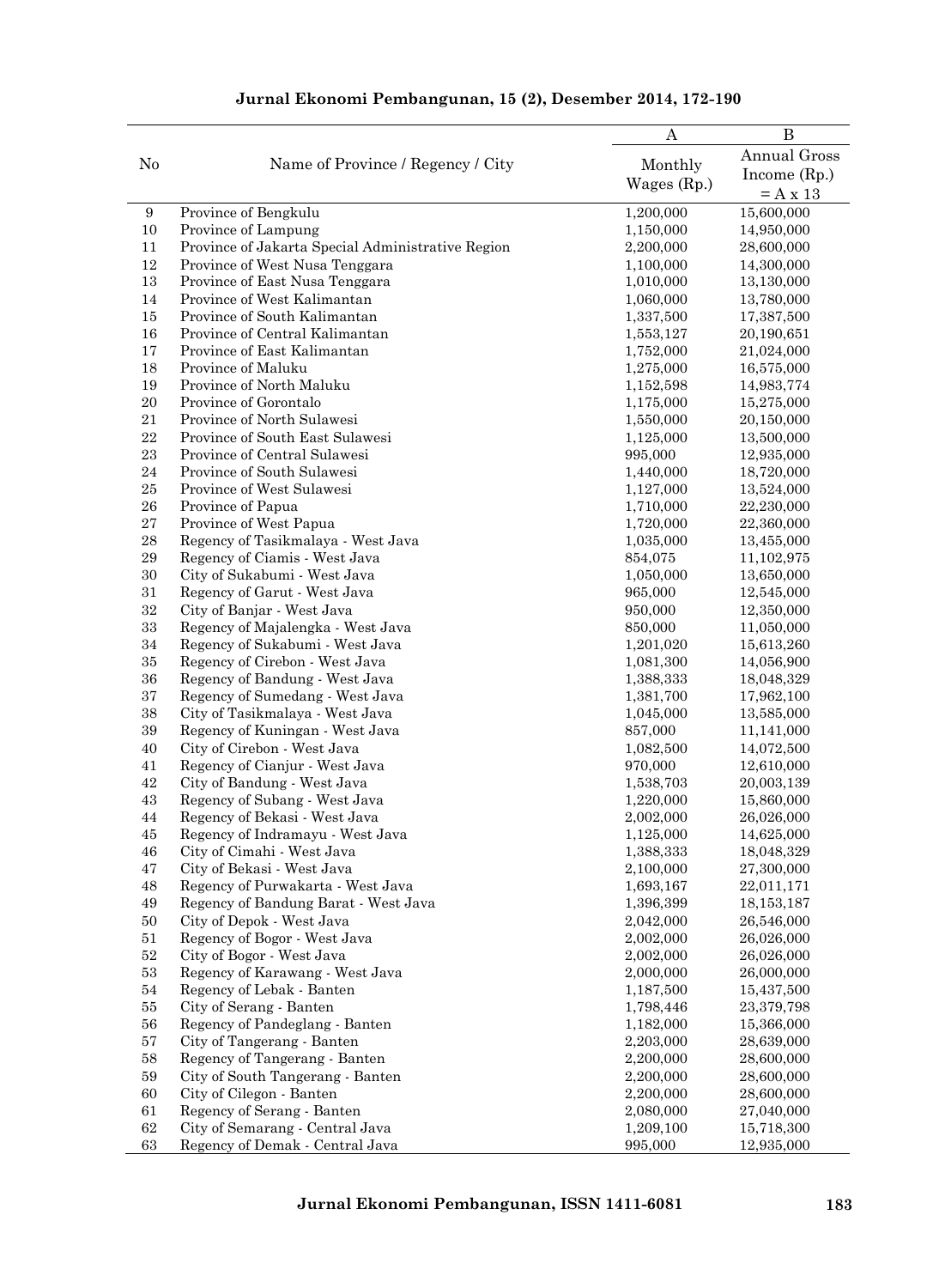| No | Name of Province / Regency / City | A<br>Monthly Wages (Rp.) | B<br>Annual Gross Income (Rp.) = A x 13 |
|---|---|---|---|
| 9 | Province of Bengkulu | 1,200,000 | 15,600,000 |
| 10 | Province of Lampung | 1,150,000 | 14,950,000 |
| 11 | Province of Jakarta Special Administrative Region | 2,200,000 | 28,600,000 |
| 12 | Province of West Nusa Tenggara | 1,100,000 | 14,300,000 |
| 13 | Province of East Nusa Tenggara | 1,010,000 | 13,130,000 |
| 14 | Province of West Kalimantan | 1,060,000 | 13,780,000 |
| 15 | Province of South Kalimantan | 1,337,500 | 17,387,500 |
| 16 | Province of Central Kalimantan | 1,553,127 | 20,190,651 |
| 17 | Province of East Kalimantan | 1,752,000 | 21,024,000 |
| 18 | Province of Maluku | 1,275,000 | 16,575,000 |
| 19 | Province of North Maluku | 1,152,598 | 14,983,774 |
| 20 | Province of Gorontalo | 1,175,000 | 15,275,000 |
| 21 | Province of North Sulawesi | 1,550,000 | 20,150,000 |
| 22 | Province of South East Sulawesi | 1,125,000 | 13,500,000 |
| 23 | Province of Central Sulawesi | 995,000 | 12,935,000 |
| 24 | Province of South Sulawesi | 1,440,000 | 18,720,000 |
| 25 | Province of West Sulawesi | 1,127,000 | 13,524,000 |
| 26 | Province of Papua | 1,710,000 | 22,230,000 |
| 27 | Province of West Papua | 1,720,000 | 22,360,000 |
| 28 | Regency of Tasikmalaya - West Java | 1,035,000 | 13,455,000 |
| 29 | Regency of Ciamis - West Java | 854,075 | 11,102,975 |
| 30 | City of Sukabumi - West Java | 1,050,000 | 13,650,000 |
| 31 | Regency of Garut - West Java | 965,000 | 12,545,000 |
| 32 | City of Banjar - West Java | 950,000 | 12,350,000 |
| 33 | Regency of Majalengka - West Java | 850,000 | 11,050,000 |
| 34 | Regency of Sukabumi - West Java | 1,201,020 | 15,613,260 |
| 35 | Regency of Cirebon - West Java | 1,081,300 | 14,056,900 |
| 36 | Regency of Bandung - West Java | 1,388,333 | 18,048,329 |
| 37 | Regency of Sumedang - West Java | 1,381,700 | 17,962,100 |
| 38 | City of Tasikmalaya - West Java | 1,045,000 | 13,585,000 |
| 39 | Regency of Kuningan - West Java | 857,000 | 11,141,000 |
| 40 | City of Cirebon - West Java | 1,082,500 | 14,072,500 |
| 41 | Regency of Cianjur - West Java | 970,000 | 12,610,000 |
| 42 | City of Bandung - West Java | 1,538,703 | 20,003,139 |
| 43 | Regency of Subang - West Java | 1,220,000 | 15,860,000 |
| 44 | Regency of Bekasi - West Java | 2,002,000 | 26,026,000 |
| 45 | Regency of Indramayu - West Java | 1,125,000 | 14,625,000 |
| 46 | City of Cimahi - West Java | 1,388,333 | 18,048,329 |
| 47 | City of Bekasi - West Java | 2,100,000 | 27,300,000 |
| 48 | Regency of Purwakarta - West Java | 1,693,167 | 22,011,171 |
| 49 | Regency of Bandung Barat - West Java | 1,396,399 | 18,153,187 |
| 50 | City of Depok - West Java | 2,042,000 | 26,546,000 |
| 51 | Regency of Bogor - West Java | 2,002,000 | 26,026,000 |
| 52 | City of Bogor - West Java | 2,002,000 | 26,026,000 |
| 53 | Regency of Karawang - West Java | 2,000,000 | 26,000,000 |
| 54 | Regency of Lebak - Banten | 1,187,500 | 15,437,500 |
| 55 | City of Serang - Banten | 1,798,446 | 23,379,798 |
| 56 | Regency of Pandeglang - Banten | 1,182,000 | 15,366,000 |
| 57 | City of Tangerang - Banten | 2,203,000 | 28,639,000 |
| 58 | Regency of Tangerang - Banten | 2,200,000 | 28,600,000 |
| 59 | City of South Tangerang - Banten | 2,200,000 | 28,600,000 |
| 60 | City of Cilegon - Banten | 2,200,000 | 28,600,000 |
| 61 | Regency of Serang - Banten | 2,080,000 | 27,040,000 |
| 62 | City of Semarang - Central Java | 1,209,100 | 15,718,300 |
| 63 | Regency of Demak - Central Java | 995,000 | 12,935,000 |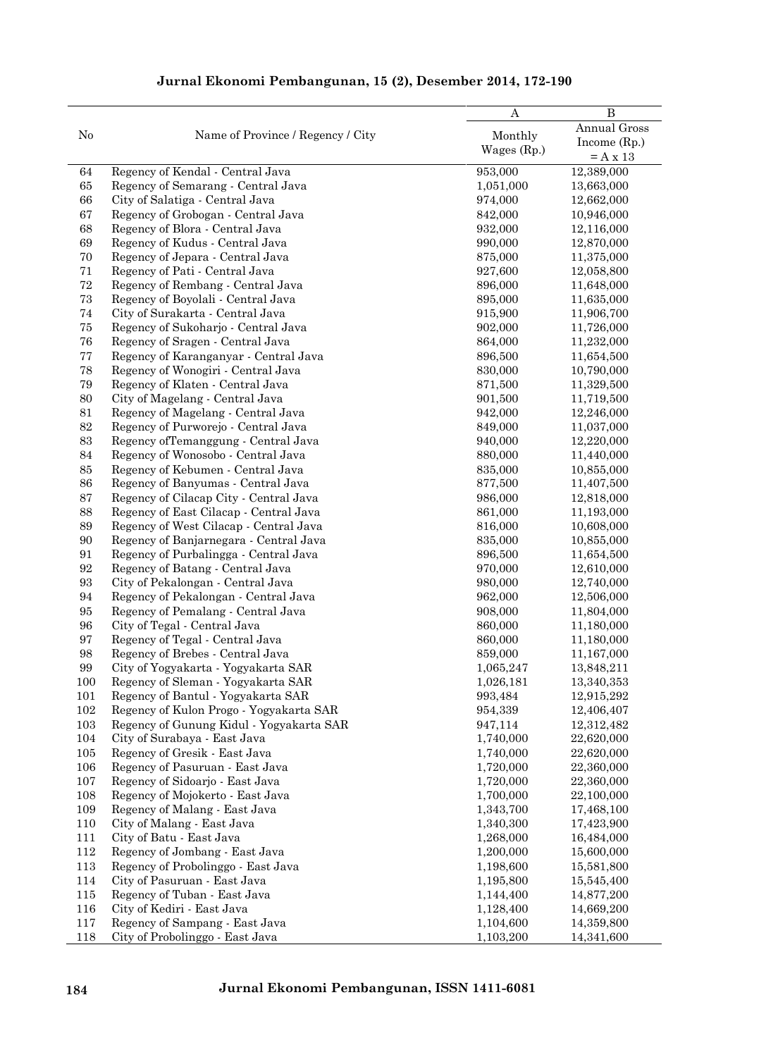| No | Name of Province / Regency / City | A<br>Monthly Wages (Rp.) | B<br>Annual Gross Income (Rp.) = A x 13 |
|---|---|---|---|
| 64 | Regency of Kendal - Central Java | 953,000 | 12,389,000 |
| 65 | Regency of Semarang - Central Java | 1,051,000 | 13,663,000 |
| 66 | City of Salatiga - Central Java | 974,000 | 12,662,000 |
| 67 | Regency of Grobogan - Central Java | 842,000 | 10,946,000 |
| 68 | Regency of Blora - Central Java | 932,000 | 12,116,000 |
| 69 | Regency of Kudus - Central Java | 990,000 | 12,870,000 |
| 70 | Regency of Jepara - Central Java | 875,000 | 11,375,000 |
| 71 | Regency of Pati - Central Java | 927,600 | 12,058,800 |
| 72 | Regency of Rembang - Central Java | 896,000 | 11,648,000 |
| 73 | Regency of Boyolali - Central Java | 895,000 | 11,635,000 |
| 74 | City of Surakarta - Central Java | 915,900 | 11,906,700 |
| 75 | Regency of Sukoharjo - Central Java | 902,000 | 11,726,000 |
| 76 | Regency of Sragen - Central Java | 864,000 | 11,232,000 |
| 77 | Regency of Karanganyar - Central Java | 896,500 | 11,654,500 |
| 78 | Regency of Wonogiri - Central Java | 830,000 | 10,790,000 |
| 79 | Regency of Klaten - Central Java | 871,500 | 11,329,500 |
| 80 | City of Magelang - Central Java | 901,500 | 11,719,500 |
| 81 | Regency of Magelang - Central Java | 942,000 | 12,246,000 |
| 82 | Regency of Purworejo - Central Java | 849,000 | 11,037,000 |
| 83 | Regency ofTemanggung - Central Java | 940,000 | 12,220,000 |
| 84 | Regency of Wonosobo - Central Java | 880,000 | 11,440,000 |
| 85 | Regency of Kebumen - Central Java | 835,000 | 10,855,000 |
| 86 | Regency of Banyumas - Central Java | 877,500 | 11,407,500 |
| 87 | Regency of Cilacap City - Central Java | 986,000 | 12,818,000 |
| 88 | Regency of East Cilacap - Central Java | 861,000 | 11,193,000 |
| 89 | Regency of West Cilacap - Central Java | 816,000 | 10,608,000 |
| 90 | Regency of Banjarnegara - Central Java | 835,000 | 10,855,000 |
| 91 | Regency of Purbalingga - Central Java | 896,500 | 11,654,500 |
| 92 | Regency of Batang - Central Java | 970,000 | 12,610,000 |
| 93 | City of Pekalongan - Central Java | 980,000 | 12,740,000 |
| 94 | Regency of Pekalongan - Central Java | 962,000 | 12,506,000 |
| 95 | Regency of Pemalang - Central Java | 908,000 | 11,804,000 |
| 96 | City of Tegal - Central Java | 860,000 | 11,180,000 |
| 97 | Regency of Tegal - Central Java | 860,000 | 11,180,000 |
| 98 | Regency of Brebes - Central Java | 859,000 | 11,167,000 |
| 99 | City of Yogyakarta - Yogyakarta SAR | 1,065,247 | 13,848,211 |
| 100 | Regency of Sleman - Yogyakarta SAR | 1,026,181 | 13,340,353 |
| 101 | Regency of Bantul - Yogyakarta SAR | 993,484 | 12,915,292 |
| 102 | Regency of Kulon Progo - Yogyakarta SAR | 954,339 | 12,406,407 |
| 103 | Regency of Gunung Kidul - Yogyakarta SAR | 947,114 | 12,312,482 |
| 104 | City of Surabaya - East Java | 1,740,000 | 22,620,000 |
| 105 | Regency of Gresik - East Java | 1,740,000 | 22,620,000 |
| 106 | Regency of Pasuruan - East Java | 1,720,000 | 22,360,000 |
| 107 | Regency of Sidoarjo - East Java | 1,720,000 | 22,360,000 |
| 108 | Regency of Mojokerto - East Java | 1,700,000 | 22,100,000 |
| 109 | Regency of Malang - East Java | 1,343,700 | 17,468,100 |
| 110 | City of Malang - East Java | 1,340,300 | 17,423,900 |
| 111 | City of Batu - East Java | 1,268,000 | 16,484,000 |
| 112 | Regency of Jombang - East Java | 1,200,000 | 15,600,000 |
| 113 | Regency of Probolinggo - East Java | 1,198,600 | 15,581,800 |
| 114 | City of Pasuruan - East Java | 1,195,800 | 15,545,400 |
| 115 | Regency of Tuban - East Java | 1,144,400 | 14,877,200 |
| 116 | City of Kediri - East Java | 1,128,400 | 14,669,200 |
| 117 | Regency of Sampang - East Java | 1,104,600 | 14,359,800 |
| 118 | City of Probolinggo - East Java | 1,103,200 | 14,341,600 |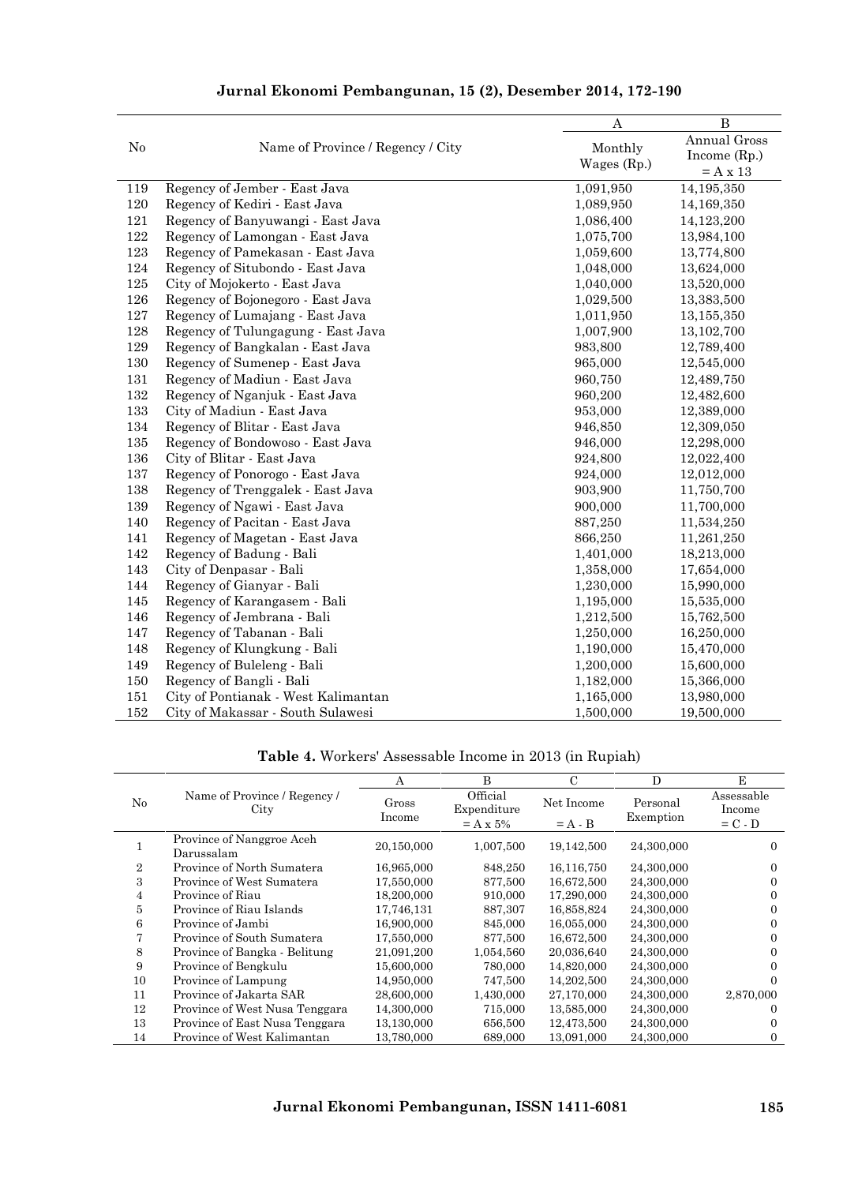| No | Name of Province / Regency / City | A | B |
|---|---|---|---|
| | | Monthly Wages (Rp.) | Annual Gross Income (Rp.) = A x 13 |
| 119 | Regency of Jember - East Java | 1,091,950 | 14,195,350 |
| 120 | Regency of Kediri - East Java | 1,089,950 | 14,169,350 |
| 121 | Regency of Banyuwangi - East Java | 1,086,400 | 14,123,200 |
| 122 | Regency of Lamongan - East Java | 1,075,700 | 13,984,100 |
| 123 | Regency of Pamekasan - East Java | 1,059,600 | 13,774,800 |
| 124 | Regency of Situbondo - East Java | 1,048,000 | 13,624,000 |
| 125 | City of Mojokerto - East Java | 1,040,000 | 13,520,000 |
| 126 | Regency of Bojonegoro - East Java | 1,029,500 | 13,383,500 |
| 127 | Regency of Lumajang - East Java | 1,011,950 | 13,155,350 |
| 128 | Regency of Tulungagung - East Java | 1,007,900 | 13,102,700 |
| 129 | Regency of Bangkalan - East Java | 983,800 | 12,789,400 |
| 130 | Regency of Sumenep - East Java | 965,000 | 12,545,000 |
| 131 | Regency of Madiun - East Java | 960,750 | 12,489,750 |
| 132 | Regency of Nganjuk - East Java | 960,200 | 12,482,600 |
| 133 | City of Madiun - East Java | 953,000 | 12,389,000 |
| 134 | Regency of Blitar - East Java | 946,850 | 12,309,050 |
| 135 | Regency of Bondowoso - East Java | 946,000 | 12,298,000 |
| 136 | City of Blitar - East Java | 924,800 | 12,022,400 |
| 137 | Regency of Ponorogo - East Java | 924,000 | 12,012,000 |
| 138 | Regency of Trenggalek - East Java | 903,900 | 11,750,700 |
| 139 | Regency of Ngawi - East Java | 900,000 | 11,700,000 |
| 140 | Regency of Pacitan - East Java | 887,250 | 11,534,250 |
| 141 | Regency of Magetan - East Java | 866,250 | 11,261,250 |
| 142 | Regency of Badung - Bali | 1,401,000 | 18,213,000 |
| 143 | City of Denpasar - Bali | 1,358,000 | 17,654,000 |
| 144 | Regency of Gianyar - Bali | 1,230,000 | 15,990,000 |
| 145 | Regency of Karangasem - Bali | 1,195,000 | 15,535,000 |
| 146 | Regency of Jembrana - Bali | 1,212,500 | 15,762,500 |
| 147 | Regency of Tabanan - Bali | 1,250,000 | 16,250,000 |
| 148 | Regency of Klungkung - Bali | 1,190,000 | 15,470,000 |
| 149 | Regency of Buleleng - Bali | 1,200,000 | 15,600,000 |
| 150 | Regency of Bangli - Bali | 1,182,000 | 15,366,000 |
| 151 | City of Pontianak - West Kalimantan | 1,165,000 | 13,980,000 |
| 152 | City of Makassar - South Sulawesi | 1,500,000 | 19,500,000 |

**Table 4.** Workers' Assessable Income in 2013 (in Rupiah)

| No | Name of Province / Regency / City | A | B | C | D | E |
|---|---|---|---|---|---|---|
| | | Gross Income | Official Expenditure = A x 5% | Net Income = A - B | Personal Exemption | Assessable Income = C - D |
| 1 | Province of Nanggroe Aceh Darussalam | 20,150,000 | 1,007,500 | 19,142,500 | 24,300,000 | 0 |
| 2 | Province of North Sumatera | 16,965,000 | 848,250 | 16,116,750 | 24,300,000 | 0 |
| 3 | Province of West Sumatera | 17,550,000 | 877,500 | 16,672,500 | 24,300,000 | 0 |
| 4 | Province of Riau | 18,200,000 | 910,000 | 17,290,000 | 24,300,000 | 0 |
| 5 | Province of Riau Islands | 17,746,131 | 887,307 | 16,858,824 | 24,300,000 | 0 |
| 6 | Province of Jambi | 16,900,000 | 845,000 | 16,055,000 | 24,300,000 | 0 |
| 7 | Province of South Sumatera | 17,550,000 | 877,500 | 16,672,500 | 24,300,000 | 0 |
| 8 | Province of Bangka - Belitung | 21,091,200 | 1,054,560 | 20,036,640 | 24,300,000 | 0 |
| 9 | Province of Bengkulu | 15,600,000 | 780,000 | 14,820,000 | 24,300,000 | 0 |
| 10 | Province of Lampung | 14,950,000 | 747,500 | 14,202,500 | 24,300,000 | 0 |
| 11 | Province of Jakarta SAR | 28,600,000 | 1,430,000 | 27,170,000 | 24,300,000 | 2,870,000 |
| 12 | Province of West Nusa Tenggara | 14,300,000 | 715,000 | 13,585,000 | 24,300,000 | 0 |
| 13 | Province of East Nusa Tenggara | 13,130,000 | 656,500 | 12,473,500 | 24,300,000 | 0 |
| 14 | Province of West Kalimantan | 13,780,000 | 689,000 | 13,091,000 | 24,300,000 | 0 |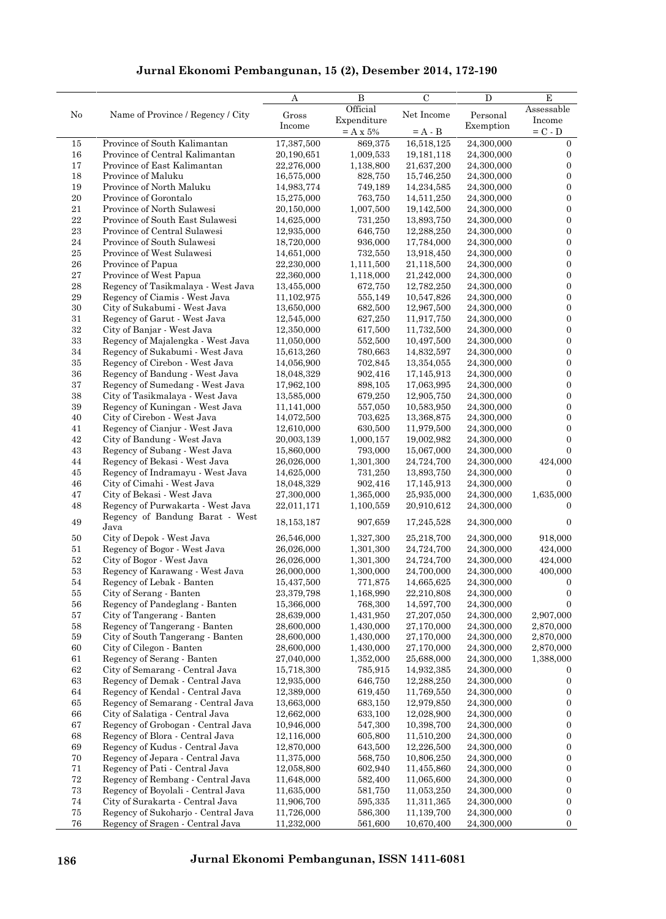| No | Name of Province / Regency / City | A | B | C | D | E |
|---|---|---|---|---|---|---|
| | | Gross Income | Official Expenditure = A x 5% | Net Income = A - B | Personal Exemption | Assessable Income = C - D |
| 15 | Province of South Kalimantan | 17,387,500 | 869,375 | 16,518,125 | 24,300,000 | 0 |
| 16 | Province of Central Kalimantan | 20,190,651 | 1,009,533 | 19,181,118 | 24,300,000 | 0 |
| 17 | Province of East Kalimantan | 22,276,000 | 1,138,800 | 21,637,200 | 24,300,000 | 0 |
| 18 | Province of Maluku | 16,575,000 | 828,750 | 15,746,250 | 24,300,000 | 0 |
| 19 | Province of North Maluku | 14,983,774 | 749,189 | 14,234,585 | 24,300,000 | 0 |
| 20 | Province of Gorontalo | 15,275,000 | 763,750 | 14,511,250 | 24,300,000 | 0 |
| 21 | Province of North Sulawesi | 20,150,000 | 1,007,500 | 19,142,500 | 24,300,000 | 0 |
| 22 | Province of South East Sulawesi | 14,625,000 | 731,250 | 13,893,750 | 24,300,000 | 0 |
| 23 | Province of Central Sulawesi | 12,935,000 | 646,750 | 12,288,250 | 24,300,000 | 0 |
| 24 | Province of South Sulawesi | 18,720,000 | 936,000 | 17,784,000 | 24,300,000 | 0 |
| 25 | Province of West Sulawesi | 14,651,000 | 732,550 | 13,918,450 | 24,300,000 | 0 |
| 26 | Province of Papua | 22,230,000 | 1,111,500 | 21,118,500 | 24,300,000 | 0 |
| 27 | Province of West Papua | 22,360,000 | 1,118,000 | 21,242,000 | 24,300,000 | 0 |
| 28 | Regency of Tasikmalaya - West Java | 13,455,000 | 672,750 | 12,782,250 | 24,300,000 | 0 |
| 29 | Regency of Ciamis - West Java | 11,102,975 | 555,149 | 10,547,826 | 24,300,000 | 0 |
| 30 | City of Sukabumi - West Java | 13,650,000 | 682,500 | 12,967,500 | 24,300,000 | 0 |
| 31 | Regency of Garut - West Java | 12,545,000 | 627,250 | 11,917,750 | 24,300,000 | 0 |
| 32 | City of Banjar - West Java | 12,350,000 | 617,500 | 11,732,500 | 24,300,000 | 0 |
| 33 | Regency of Majalengka - West Java | 11,050,000 | 552,500 | 10,497,500 | 24,300,000 | 0 |
| 34 | Regency of Sukabumi - West Java | 15,613,260 | 780,663 | 14,832,597 | 24,300,000 | 0 |
| 35 | Regency of Cirebon - West Java | 14,056,900 | 702,845 | 13,354,055 | 24,300,000 | 0 |
| 36 | Regency of Bandung - West Java | 18,048,329 | 902,416 | 17,145,913 | 24,300,000 | 0 |
| 37 | Regency of Sumedang - West Java | 17,962,100 | 898,105 | 17,063,995 | 24,300,000 | 0 |
| 38 | City of Tasikmalaya - West Java | 13,585,000 | 679,250 | 12,905,750 | 24,300,000 | 0 |
| 39 | Regency of Kuningan - West Java | 11,141,000 | 557,050 | 10,583,950 | 24,300,000 | 0 |
| 40 | City of Cirebon - West Java | 14,072,500 | 703,625 | 13,368,875 | 24,300,000 | 0 |
| 41 | Regency of Cianjur - West Java | 12,610,000 | 630,500 | 11,979,500 | 24,300,000 | 0 |
| 42 | City of Bandung - West Java | 20,003,139 | 1,000,157 | 19,002,982 | 24,300,000 | 0 |
| 43 | Regency of Subang - West Java | 15,860,000 | 793,000 | 15,067,000 | 24,300,000 | 0 |
| 44 | Regency of Bekasi - West Java | 26,026,000 | 1,301,300 | 24,724,700 | 24,300,000 | 424,000 |
| 45 | Regency of Indramayu - West Java | 14,625,000 | 731,250 | 13,893,750 | 24,300,000 | 0 |
| 46 | City of Cimahi - West Java | 18,048,329 | 902,416 | 17,145,913 | 24,300,000 | 0 |
| 47 | City of Bekasi - West Java | 27,300,000 | 1,365,000 | 25,935,000 | 24,300,000 | 1,635,000 |
| 48 | Regency of Purwakarta - West Java | 22,011,171 | 1,100,559 | 20,910,612 | 24,300,000 | 0 |
| 49 | Regency of Bandung Barat - West Java | 18,153,187 | 907,659 | 17,245,528 | 24,300,000 | 0 |
| 50 | City of Depok - West Java | 26,546,000 | 1,327,300 | 25,218,700 | 24,300,000 | 918,000 |
| 51 | Regency of Bogor - West Java | 26,026,000 | 1,301,300 | 24,724,700 | 24,300,000 | 424,000 |
| 52 | City of Bogor - West Java | 26,026,000 | 1,301,300 | 24,724,700 | 24,300,000 | 424,000 |
| 53 | Regency of Karawang - West Java | 26,000,000 | 1,300,000 | 24,700,000 | 24,300,000 | 400,000 |
| 54 | Regency of Lebak - Banten | 15,437,500 | 771,875 | 14,665,625 | 24,300,000 | 0 |
| 55 | City of Serang - Banten | 23,379,798 | 1,168,990 | 22,210,808 | 24,300,000 | 0 |
| 56 | Regency of Pandeglang - Banten | 15,366,000 | 768,300 | 14,597,700 | 24,300,000 | 0 |
| 57 | City of Tangerang - Banten | 28,639,000 | 1,431,950 | 27,207,050 | 24,300,000 | 2,907,000 |
| 58 | Regency of Tangerang - Banten | 28,600,000 | 1,430,000 | 27,170,000 | 24,300,000 | 2,870,000 |
| 59 | City of South Tangerang - Banten | 28,600,000 | 1,430,000 | 27,170,000 | 24,300,000 | 2,870,000 |
| 60 | City of Cilegon - Banten | 28,600,000 | 1,430,000 | 27,170,000 | 24,300,000 | 2,870,000 |
| 61 | Regency of Serang - Banten | 27,040,000 | 1,352,000 | 25,688,000 | 24,300,000 | 1,388,000 |
| 62 | City of Semarang - Central Java | 15,718,300 | 785,915 | 14,932,385 | 24,300,000 | 0 |
| 63 | Regency of Demak - Central Java | 12,935,000 | 646,750 | 12,288,250 | 24,300,000 | 0 |
| 64 | Regency of Kendal - Central Java | 12,389,000 | 619,450 | 11,769,550 | 24,300,000 | 0 |
| 65 | Regency of Semarang - Central Java | 13,663,000 | 683,150 | 12,979,850 | 24,300,000 | 0 |
| 66 | City of Salatiga - Central Java | 12,662,000 | 633,100 | 12,028,900 | 24,300,000 | 0 |
| 67 | Regency of Grobogan - Central Java | 10,946,000 | 547,300 | 10,398,700 | 24,300,000 | 0 |
| 68 | Regency of Blora - Central Java | 12,116,000 | 605,800 | 11,510,200 | 24,300,000 | 0 |
| 69 | Regency of Kudus - Central Java | 12,870,000 | 643,500 | 12,226,500 | 24,300,000 | 0 |
| 70 | Regency of Jepara - Central Java | 11,375,000 | 568,750 | 10,806,250 | 24,300,000 | 0 |
| 71 | Regency of Pati - Central Java | 12,058,800 | 602,940 | 11,455,860 | 24,300,000 | 0 |
| 72 | Regency of Rembang - Central Java | 11,648,000 | 582,400 | 11,065,600 | 24,300,000 | 0 |
| 73 | Regency of Boyolali - Central Java | 11,635,000 | 581,750 | 11,053,250 | 24,300,000 | 0 |
| 74 | City of Surakarta - Central Java | 11,906,700 | 595,335 | 11,311,365 | 24,300,000 | 0 |
| 75 | Regency of Sukoharjo - Central Java | 11,726,000 | 586,300 | 11,139,700 | 24,300,000 | 0 |
| 76 | Regency of Sragen - Central Java | 11,232,000 | 561,600 | 10,670,400 | 24,300,000 | 0 |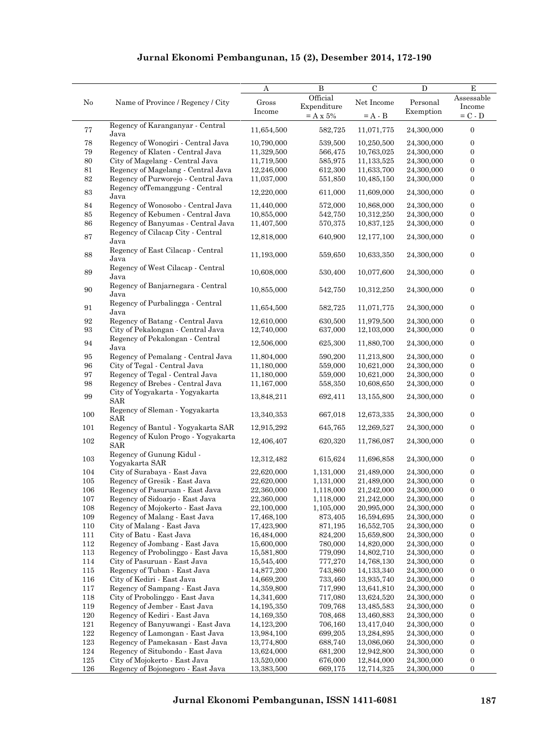| No | Name of Province / Regency / City | A<br>Gross Income | B<br>Official Expenditure<br>= A x 5% | C<br>Net Income<br>= A - B | D<br>Personal Exemption | E<br>Assessable Income<br>= C - D |
|---|---|---|---|---|---|---|
| 77 | Regency of Karanganyar - Central Java | 11,654,500 | 582,725 | 11,071,775 | 24,300,000 | 0 |
| 78 | Regency of Wonogiri - Central Java | 10,790,000 | 539,500 | 10,250,500 | 24,300,000 | 0 |
| 79 | Regency of Klaten - Central Java | 11,329,500 | 566,475 | 10,763,025 | 24,300,000 | 0 |
| 80 | City of Magelang - Central Java | 11,719,500 | 585,975 | 11,133,525 | 24,300,000 | 0 |
| 81 | Regency of Magelang - Central Java | 12,246,000 | 612,300 | 11,633,700 | 24,300,000 | 0 |
| 82 | Regency of Purworejo - Central Java | 11,037,000 | 551,850 | 10,485,150 | 24,300,000 | 0 |
| 83 | Regency ofTemanggung - Central Java | 12,220,000 | 611,000 | 11,609,000 | 24,300,000 | 0 |
| 84 | Regency of Wonosobo - Central Java | 11,440,000 | 572,000 | 10,868,000 | 24,300,000 | 0 |
| 85 | Regency of Kebumen - Central Java | 10,855,000 | 542,750 | 10,312,250 | 24,300,000 | 0 |
| 86 | Regency of Banyumas - Central Java | 11,407,500 | 570,375 | 10,837,125 | 24,300,000 | 0 |
| 87 | Regency of Cilacap City - Central Java | 12,818,000 | 640,900 | 12,177,100 | 24,300,000 | 0 |
| 88 | Regency of East Cilacap - Central Java | 11,193,000 | 559,650 | 10,633,350 | 24,300,000 | 0 |
| 89 | Regency of West Cilacap - Central Java | 10,608,000 | 530,400 | 10,077,600 | 24,300,000 | 0 |
| 90 | Regency of Banjarnegara - Central Java | 10,855,000 | 542,750 | 10,312,250 | 24,300,000 | 0 |
| 91 | Regency of Purbalingga - Central Java | 11,654,500 | 582,725 | 11,071,775 | 24,300,000 | 0 |
| 92 | Regency of Batang - Central Java | 12,610,000 | 630,500 | 11,979,500 | 24,300,000 | 0 |
| 93 | City of Pekalongan - Central Java | 12,740,000 | 637,000 | 12,103,000 | 24,300,000 | 0 |
| 94 | Regency of Pekalongan - Central Java | 12,506,000 | 625,300 | 11,880,700 | 24,300,000 | 0 |
| 95 | Regency of Pemalang - Central Java | 11,804,000 | 590,200 | 11,213,800 | 24,300,000 | 0 |
| 96 | City of Tegal - Central Java | 11,180,000 | 559,000 | 10,621,000 | 24,300,000 | 0 |
| 97 | Regency of Tegal - Central Java | 11,180,000 | 559,000 | 10,621,000 | 24,300,000 | 0 |
| 98 | Regency of Brebes - Central Java | 11,167,000 | 558,350 | 10,608,650 | 24,300,000 | 0 |
| 99 | City of Yogyakarta - Yogyakarta SAR | 13,848,211 | 692,411 | 13,155,800 | 24,300,000 | 0 |
| 100 | Regency of Sleman - Yogyakarta SAR | 13,340,353 | 667,018 | 12,673,335 | 24,300,000 | 0 |
| 101 | Regency of Bantul - Yogyakarta SAR | 12,915,292 | 645,765 | 12,269,527 | 24,300,000 | 0 |
| 102 | Regency of Kulon Progo - Yogyakarta SAR | 12,406,407 | 620,320 | 11,786,087 | 24,300,000 | 0 |
| 103 | Regency of Gunung Kidul - Yogyakarta SAR | 12,312,482 | 615,624 | 11,696,858 | 24,300,000 | 0 |
| 104 | City of Surabaya - East Java | 22,620,000 | 1,131,000 | 21,489,000 | 24,300,000 | 0 |
| 105 | Regency of Gresik - East Java | 22,620,000 | 1,131,000 | 21,489,000 | 24,300,000 | 0 |
| 106 | Regency of Pasuruan - East Java | 22,360,000 | 1,118,000 | 21,242,000 | 24,300,000 | 0 |
| 107 | Regency of Sidoarjo - East Java | 22,360,000 | 1,118,000 | 21,242,000 | 24,300,000 | 0 |
| 108 | Regency of Mojokerto - East Java | 22,100,000 | 1,105,000 | 20,995,000 | 24,300,000 | 0 |
| 109 | Regency of Malang - East Java | 17,468,100 | 873,405 | 16,594,695 | 24,300,000 | 0 |
| 110 | City of Malang - East Java | 17,423,900 | 871,195 | 16,552,705 | 24,300,000 | 0 |
| 111 | City of Batu - East Java | 16,484,000 | 824,200 | 15,659,800 | 24,300,000 | 0 |
| 112 | Regency of Jombang - East Java | 15,600,000 | 780,000 | 14,820,000 | 24,300,000 | 0 |
| 113 | Regency of Probolinggo - East Java | 15,581,800 | 779,090 | 14,802,710 | 24,300,000 | 0 |
| 114 | City of Pasuruan - East Java | 15,545,400 | 777,270 | 14,768,130 | 24,300,000 | 0 |
| 115 | Regency of Tuban - East Java | 14,877,200 | 743,860 | 14,133,340 | 24,300,000 | 0 |
| 116 | City of Kediri - East Java | 14,669,200 | 733,460 | 13,935,740 | 24,300,000 | 0 |
| 117 | Regency of Sampang - East Java | 14,359,800 | 717,990 | 13,641,810 | 24,300,000 | 0 |
| 118 | City of Probolinggo - East Java | 14,341,600 | 717,080 | 13,624,520 | 24,300,000 | 0 |
| 119 | Regency of Jember - East Java | 14,195,350 | 709,768 | 13,485,583 | 24,300,000 | 0 |
| 120 | Regency of Kediri - East Java | 14,169,350 | 708,468 | 13,460,883 | 24,300,000 | 0 |
| 121 | Regency of Banyuwangi - East Java | 14,123,200 | 706,160 | 13,417,040 | 24,300,000 | 0 |
| 122 | Regency of Lamongan - East Java | 13,984,100 | 699,205 | 13,284,895 | 24,300,000 | 0 |
| 123 | Regency of Pamekasan - East Java | 13,774,800 | 688,740 | 13,086,060 | 24,300,000 | 0 |
| 124 | Regency of Situbondo - East Java | 13,624,000 | 681,200 | 12,942,800 | 24,300,000 | 0 |
| 125 | City of Mojokerto - East Java | 13,520,000 | 676,000 | 12,844,000 | 24,300,000 | 0 |
| 126 | Regency of Bojonegoro - East Java | 13,383,500 | 669,175 | 12,714,325 | 24,300,000 | 0 |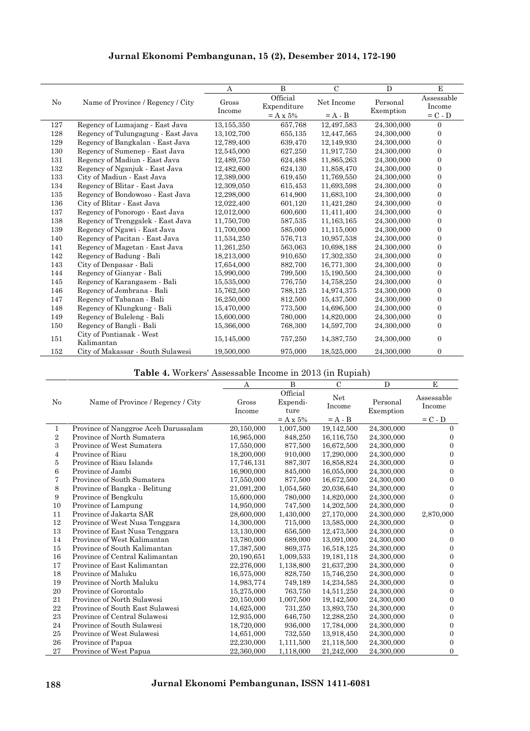| No | Name of Province / Regency / City | A | B | C | D | E |
|---|---|---|---|---|---|---|
| | | Gross Income | Official Expenditure | Net Income | Personal Exemption | Assessable Income |
| | | | = A x 5% | = A - B | | = C - D |
| 127 | Regency of Lumajang - East Java | 13,155,350 | 657,768 | 12,497,583 | 24,300,000 | 0 |
| 128 | Regency of Tulungagung - East Java | 13,102,700 | 655,135 | 12,447,565 | 24,300,000 | 0 |
| 129 | Regency of Bangkalan - East Java | 12,789,400 | 639,470 | 12,149,930 | 24,300,000 | 0 |
| 130 | Regency of Sumenep - East Java | 12,545,000 | 627,250 | 11,917,750 | 24,300,000 | 0 |
| 131 | Regency of Madiun - East Java | 12,489,750 | 624,488 | 11,865,263 | 24,300,000 | 0 |
| 132 | Regency of Nganjuk - East Java | 12,482,600 | 624,130 | 11,858,470 | 24,300,000 | 0 |
| 133 | City of Madiun - East Java | 12,389,000 | 619,450 | 11,769,550 | 24,300,000 | 0 |
| 134 | Regency of Blitar - East Java | 12,309,050 | 615,453 | 11,693,598 | 24,300,000 | 0 |
| 135 | Regency of Bondowoso - East Java | 12,298,000 | 614,900 | 11,683,100 | 24,300,000 | 0 |
| 136 | City of Blitar - East Java | 12,022,400 | 601,120 | 11,421,280 | 24,300,000 | 0 |
| 137 | Regency of Ponorogo - East Java | 12,012,000 | 600,600 | 11,411,400 | 24,300,000 | 0 |
| 138 | Regency of Trenggalek - East Java | 11,750,700 | 587,535 | 11,163,165 | 24,300,000 | 0 |
| 139 | Regency of Ngawi - East Java | 11,700,000 | 585,000 | 11,115,000 | 24,300,000 | 0 |
| 140 | Regency of Pacitan - East Java | 11,534,250 | 576,713 | 10,957,538 | 24,300,000 | 0 |
| 141 | Regency of Magetan - East Java | 11,261,250 | 563,063 | 10,698,188 | 24,300,000 | 0 |
| 142 | Regency of Badung - Bali | 18,213,000 | 910,650 | 17,302,350 | 24,300,000 | 0 |
| 143 | City of Denpasar - Bali | 17,654,000 | 882,700 | 16,771,300 | 24,300,000 | 0 |
| 144 | Regency of Gianyar - Bali | 15,990,000 | 799,500 | 15,190,500 | 24,300,000 | 0 |
| 145 | Regency of Karangasem - Bali | 15,535,000 | 776,750 | 14,758,250 | 24,300,000 | 0 |
| 146 | Regency of Jembrana - Bali | 15,762,500 | 788,125 | 14,974,375 | 24,300,000 | 0 |
| 147 | Regency of Tabanan - Bali | 16,250,000 | 812,500 | 15,437,500 | 24,300,000 | 0 |
| 148 | Regency of Klungkung - Bali | 15,470,000 | 773,500 | 14,696,500 | 24,300,000 | 0 |
| 149 | Regency of Buleleng - Bali | 15,600,000 | 780,000 | 14,820,000 | 24,300,000 | 0 |
| 150 | Regency of Bangli - Bali | 15,366,000 | 768,300 | 14,597,700 | 24,300,000 | 0 |
| 151 | City of Pontianak - West Kalimantan | 15,145,000 | 757,250 | 14,387,750 | 24,300,000 | 0 |
| 152 | City of Makassar - South Sulawesi | 19,500,000 | 975,000 | 18,525,000 | 24,300,000 | 0 |

**Table 4.** Workers' Assessable Income in 2013 (in Rupiah)

| No | Name of Province / Regency / City | A | B | C | D | E |
|---|---|---|---|---|---|---|
| | | Gross Income | Official Expendi-ture | Net Income | Personal Exemption | Assessable Income |
| | | | = A x 5% | = A - B | | = C - D |
| 1 | Province of Nanggroe Aceh Darussalam | 20,150,000 | 1,007,500 | 19,142,500 | 24,300,000 | 0 |
| 2 | Province of North Sumatera | 16,965,000 | 848,250 | 16,116,750 | 24,300,000 | 0 |
| 3 | Province of West Sumatera | 17,550,000 | 877,500 | 16,672,500 | 24,300,000 | 0 |
| 4 | Province of Riau | 18,200,000 | 910,000 | 17,290,000 | 24,300,000 | 0 |
| 5 | Province of Riau Islands | 17,746,131 | 887,307 | 16,858,824 | 24,300,000 | 0 |
| 6 | Province of Jambi | 16,900,000 | 845,000 | 16,055,000 | 24,300,000 | 0 |
| 7 | Province of South Sumatera | 17,550,000 | 877,500 | 16,672,500 | 24,300,000 | 0 |
| 8 | Province of Bangka - Belitung | 21,091,200 | 1,054,560 | 20,036,640 | 24,300,000 | 0 |
| 9 | Province of Bengkulu | 15,600,000 | 780,000 | 14,820,000 | 24,300,000 | 0 |
| 10 | Province of Lampung | 14,950,000 | 747,500 | 14,202,500 | 24,300,000 | 0 |
| 11 | Province of Jakarta SAR | 28,600,000 | 1,430,000 | 27,170,000 | 24,300,000 | 2,870,000 |
| 12 | Province of West Nusa Tenggara | 14,300,000 | 715,000 | 13,585,000 | 24,300,000 | 0 |
| 13 | Province of East Nusa Tenggara | 13,130,000 | 656,500 | 12,473,500 | 24,300,000 | 0 |
| 14 | Province of West Kalimantan | 13,780,000 | 689,000 | 13,091,000 | 24,300,000 | 0 |
| 15 | Province of South Kalimantan | 17,387,500 | 869,375 | 16,518,125 | 24,300,000 | 0 |
| 16 | Province of Central Kalimantan | 20,190,651 | 1,009,533 | 19,181,118 | 24,300,000 | 0 |
| 17 | Province of East Kalimantan | 22,276,000 | 1,138,800 | 21,637,200 | 24,300,000 | 0 |
| 18 | Province of Maluku | 16,575,000 | 828,750 | 15,746,250 | 24,300,000 | 0 |
| 19 | Province of North Maluku | 14,983,774 | 749,189 | 14,234,585 | 24,300,000 | 0 |
| 20 | Province of Gorontalo | 15,275,000 | 763,750 | 14,511,250 | 24,300,000 | 0 |
| 21 | Province of North Sulawesi | 20,150,000 | 1,007,500 | 19,142,500 | 24,300,000 | 0 |
| 22 | Province of South East Sulawesi | 14,625,000 | 731,250 | 13,893,750 | 24,300,000 | 0 |
| 23 | Province of Central Sulawesi | 12,935,000 | 646,750 | 12,288,250 | 24,300,000 | 0 |
| 24 | Province of South Sulawesi | 18,720,000 | 936,000 | 17,784,000 | 24,300,000 | 0 |
| 25 | Province of West Sulawesi | 14,651,000 | 732,550 | 13,918,450 | 24,300,000 | 0 |
| 26 | Province of Papua | 22,230,000 | 1,111,500 | 21,118,500 | 24,300,000 | 0 |
| 27 | Province of West Papua | 22,360,000 | 1,118,000 | 21,242,000 | 24,300,000 | 0 |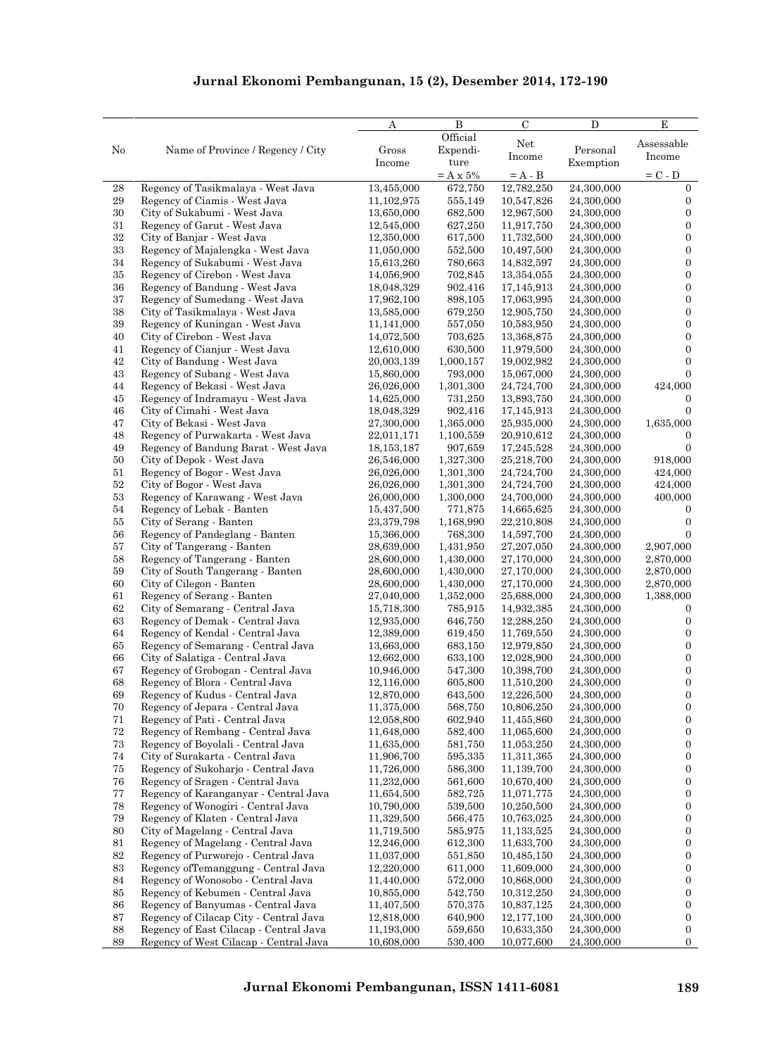| No | Name of Province / Regency / City | A | B | C | D | E |
|---|---|---|---|---|---|---|
| | | Gross Income | Official Expenditure | Net Income | Personal Exemption | Assessable Income |
| | | | = A x 5% | = A - B | | = C - D |
| 28 | Regency of Tasikmalaya - West Java | 13,455,000 | 672,750 | 12,782,250 | 24,300,000 | 0 |
| 29 | Regency of Ciamis - West Java | 11,102,975 | 555,149 | 10,547,826 | 24,300,000 | 0 |
| 30 | City of Sukabumi - West Java | 13,650,000 | 682,500 | 12,967,500 | 24,300,000 | 0 |
| 31 | Regency of Garut - West Java | 12,545,000 | 627,250 | 11,917,750 | 24,300,000 | 0 |
| 32 | City of Banjar - West Java | 12,350,000 | 617,500 | 11,732,500 | 24,300,000 | 0 |
| 33 | Regency of Majalengka - West Java | 11,050,000 | 552,500 | 10,497,500 | 24,300,000 | 0 |
| 34 | Regency of Sukabumi - West Java | 15,613,260 | 780,663 | 14,832,597 | 24,300,000 | 0 |
| 35 | Regency of Cirebon - West Java | 14,056,900 | 702,845 | 13,354,055 | 24,300,000 | 0 |
| 36 | Regency of Bandung - West Java | 18,048,329 | 902,416 | 17,145,913 | 24,300,000 | 0 |
| 37 | Regency of Sumedang - West Java | 17,962,100 | 898,105 | 17,063,995 | 24,300,000 | 0 |
| 38 | City of Tasikmalaya - West Java | 13,585,000 | 679,250 | 12,905,750 | 24,300,000 | 0 |
| 39 | Regency of Kuningan - West Java | 11,141,000 | 557,050 | 10,583,950 | 24,300,000 | 0 |
| 40 | City of Cirebon - West Java | 14,072,500 | 703,625 | 13,368,875 | 24,300,000 | 0 |
| 41 | Regency of Cianjur - West Java | 12,610,000 | 630,500 | 11,979,500 | 24,300,000 | 0 |
| 42 | City of Bandung - West Java | 20,003,139 | 1,000,157 | 19,002,982 | 24,300,000 | 0 |
| 43 | Regency of Subang - West Java | 15,860,000 | 793,000 | 15,067,000 | 24,300,000 | 0 |
| 44 | Regency of Bekasi - West Java | 26,026,000 | 1,301,300 | 24,724,700 | 24,300,000 | 424,000 |
| 45 | Regency of Indramayu - West Java | 14,625,000 | 731,250 | 13,893,750 | 24,300,000 | 0 |
| 46 | City of Cimahi - West Java | 18,048,329 | 902,416 | 17,145,913 | 24,300,000 | 0 |
| 47 | City of Bekasi - West Java | 27,300,000 | 1,365,000 | 25,935,000 | 24,300,000 | 1,635,000 |
| 48 | Regency of Purwakarta - West Java | 22,011,171 | 1,100,559 | 20,910,612 | 24,300,000 | 0 |
| 49 | Regency of Bandung Barat - West Java | 18,153,187 | 907,659 | 17,245,528 | 24,300,000 | 0 |
| 50 | City of Depok - West Java | 26,546,000 | 1,327,300 | 25,218,700 | 24,300,000 | 918,000 |
| 51 | Regency of Bogor - West Java | 26,026,000 | 1,301,300 | 24,724,700 | 24,300,000 | 424,000 |
| 52 | City of Bogor - West Java | 26,026,000 | 1,301,300 | 24,724,700 | 24,300,000 | 424,000 |
| 53 | Regency of Karawang - West Java | 26,000,000 | 1,300,000 | 24,700,000 | 24,300,000 | 400,000 |
| 54 | Regency of Lebak - Banten | 15,437,500 | 771,875 | 14,665,625 | 24,300,000 | 0 |
| 55 | City of Serang - Banten | 23,379,798 | 1,168,990 | 22,210,808 | 24,300,000 | 0 |
| 56 | Regency of Pandeglang - Banten | 15,366,000 | 768,300 | 14,597,700 | 24,300,000 | 0 |
| 57 | City of Tangerang - Banten | 28,639,000 | 1,431,950 | 27,207,050 | 24,300,000 | 2,907,000 |
| 58 | Regency of Tangerang - Banten | 28,600,000 | 1,430,000 | 27,170,000 | 24,300,000 | 2,870,000 |
| 59 | City of South Tangerang - Banten | 28,600,000 | 1,430,000 | 27,170,000 | 24,300,000 | 2,870,000 |
| 60 | City of Cilegon - Banten | 28,600,000 | 1,430,000 | 27,170,000 | 24,300,000 | 2,870,000 |
| 61 | Regency of Serang - Banten | 27,040,000 | 1,352,000 | 25,688,000 | 24,300,000 | 1,388,000 |
| 62 | City of Semarang - Central Java | 15,718,300 | 785,915 | 14,932,385 | 24,300,000 | 0 |
| 63 | Regency of Demak - Central Java | 12,935,000 | 646,750 | 12,288,250 | 24,300,000 | 0 |
| 64 | Regency of Kendal - Central Java | 12,389,000 | 619,450 | 11,769,550 | 24,300,000 | 0 |
| 65 | Regency of Semarang - Central Java | 13,663,000 | 683,150 | 12,979,850 | 24,300,000 | 0 |
| 66 | City of Salatiga - Central Java | 12,662,000 | 633,100 | 12,028,900 | 24,300,000 | 0 |
| 67 | Regency of Grobogan - Central Java | 10,946,000 | 547,300 | 10,398,700 | 24,300,000 | 0 |
| 68 | Regency of Blora - Central Java | 12,116,000 | 605,800 | 11,510,200 | 24,300,000 | 0 |
| 69 | Regency of Kudus - Central Java | 12,870,000 | 643,500 | 12,226,500 | 24,300,000 | 0 |
| 70 | Regency of Jepara - Central Java | 11,375,000 | 568,750 | 10,806,250 | 24,300,000 | 0 |
| 71 | Regency of Pati - Central Java | 12,058,800 | 602,940 | 11,455,860 | 24,300,000 | 0 |
| 72 | Regency of Rembang - Central Java | 11,648,000 | 582,400 | 11,065,600 | 24,300,000 | 0 |
| 73 | Regency of Boyolali - Central Java | 11,635,000 | 581,750 | 11,053,250 | 24,300,000 | 0 |
| 74 | City of Surakarta - Central Java | 11,906,700 | 595,335 | 11,311,365 | 24,300,000 | 0 |
| 75 | Regency of Sukoharjo - Central Java | 11,726,000 | 586,300 | 11,139,700 | 24,300,000 | 0 |
| 76 | Regency of Sragen - Central Java | 11,232,000 | 561,600 | 10,670,400 | 24,300,000 | 0 |
| 77 | Regency of Karanganyar - Central Java | 11,654,500 | 582,725 | 11,071,775 | 24,300,000 | 0 |
| 78 | Regency of Wonogiri - Central Java | 10,790,000 | 539,500 | 10,250,500 | 24,300,000 | 0 |
| 79 | Regency of Klaten - Central Java | 11,329,500 | 566,475 | 10,763,025 | 24,300,000 | 0 |
| 80 | City of Magelang - Central Java | 11,719,500 | 585,975 | 11,133,525 | 24,300,000 | 0 |
| 81 | Regency of Magelang - Central Java | 12,246,000 | 612,300 | 11,633,700 | 24,300,000 | 0 |
| 82 | Regency of Purworejo - Central Java | 11,037,000 | 551,850 | 10,485,150 | 24,300,000 | 0 |
| 83 | Regency ofTemanggung - Central Java | 12,220,000 | 611,000 | 11,609,000 | 24,300,000 | 0 |
| 84 | Regency of Wonosobo - Central Java | 11,440,000 | 572,000 | 10,868,000 | 24,300,000 | 0 |
| 85 | Regency of Kebumen - Central Java | 10,855,000 | 542,750 | 10,312,250 | 24,300,000 | 0 |
| 86 | Regency of Banyumas - Central Java | 11,407,500 | 570,375 | 10,837,125 | 24,300,000 | 0 |
| 87 | Regency of Cilacap City - Central Java | 12,818,000 | 640,900 | 12,177,100 | 24,300,000 | 0 |
| 88 | Regency of East Cilacap - Central Java | 11,193,000 | 559,650 | 10,633,350 | 24,300,000 | 0 |
| 89 | Regency of West Cilacap - Central Java | 10,608,000 | 530,400 | 10,077,600 | 24,300,000 | 0 |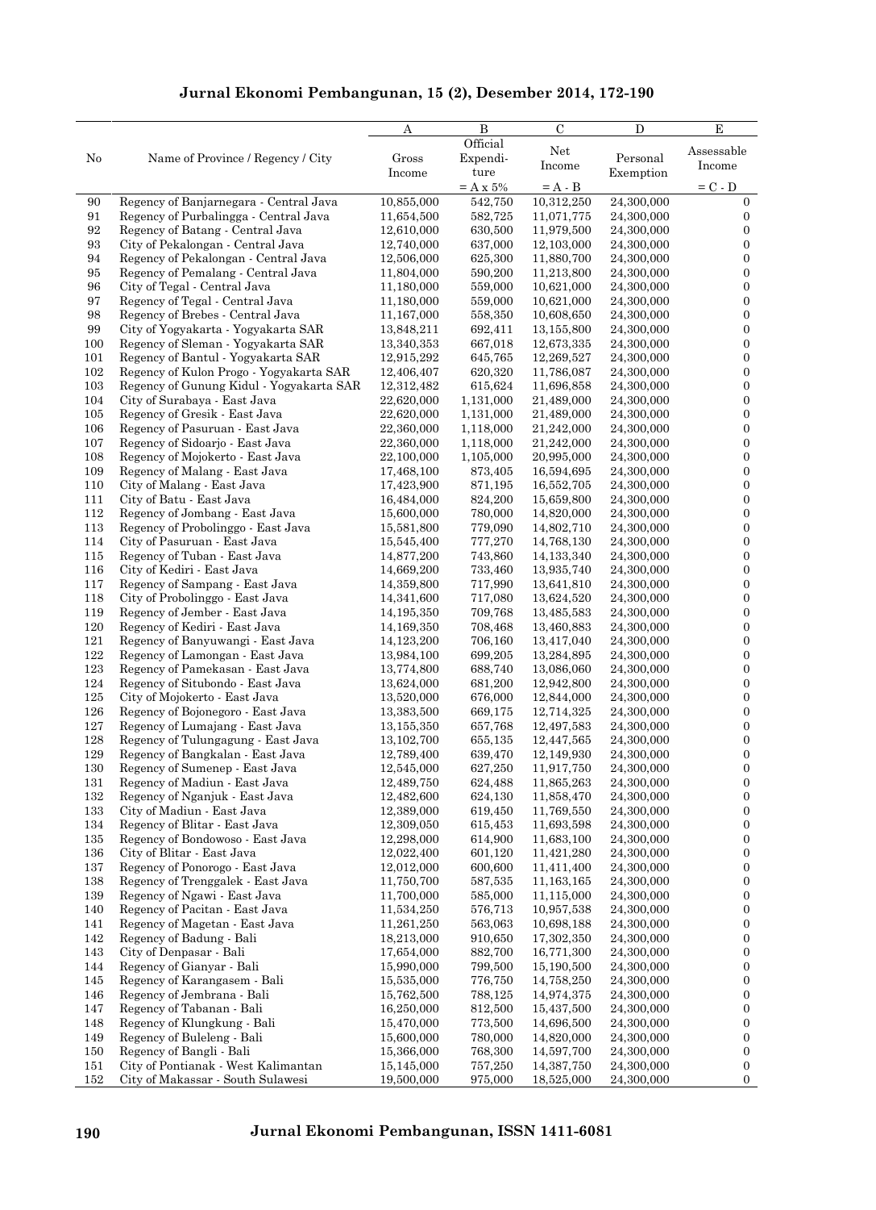| No | Name of Province / Regency / City | A<br>Gross Income | B<br>Official Expenditure<br>= A x 5% | C<br>Net Income<br>= A - B | D<br>Personal Exemption | E<br>Assessable Income<br>= C - D |
|---|---|---|---|---|---|---|
| 90 | Regency of Banjarnegara - Central Java | 10,855,000 | 542,750 | 10,312,250 | 24,300,000 | 0 |
| 91 | Regency of Purbalingga - Central Java | 11,654,500 | 582,725 | 11,071,775 | 24,300,000 | 0 |
| 92 | Regency of Batang - Central Java | 12,610,000 | 630,500 | 11,979,500 | 24,300,000 | 0 |
| 93 | City of Pekalongan - Central Java | 12,740,000 | 637,000 | 12,103,000 | 24,300,000 | 0 |
| 94 | Regency of Pekalongan - Central Java | 12,506,000 | 625,300 | 11,880,700 | 24,300,000 | 0 |
| 95 | Regency of Pemalang - Central Java | 11,804,000 | 590,200 | 11,213,800 | 24,300,000 | 0 |
| 96 | City of Tegal - Central Java | 11,180,000 | 559,000 | 10,621,000 | 24,300,000 | 0 |
| 97 | Regency of Tegal - Central Java | 11,180,000 | 559,000 | 10,621,000 | 24,300,000 | 0 |
| 98 | Regency of Brebes - Central Java | 11,167,000 | 558,350 | 10,608,650 | 24,300,000 | 0 |
| 99 | City of Yogyakarta - Yogyakarta SAR | 13,848,211 | 692,411 | 13,155,800 | 24,300,000 | 0 |
| 100 | Regency of Sleman - Yogyakarta SAR | 13,340,353 | 667,018 | 12,673,335 | 24,300,000 | 0 |
| 101 | Regency of Bantul - Yogyakarta SAR | 12,915,292 | 645,765 | 12,269,527 | 24,300,000 | 0 |
| 102 | Regency of Kulon Progo - Yogyakarta SAR | 12,406,407 | 620,320 | 11,786,087 | 24,300,000 | 0 |
| 103 | Regency of Gunung Kidul - Yogyakarta SAR | 12,312,482 | 615,624 | 11,696,858 | 24,300,000 | 0 |
| 104 | City of Surabaya - East Java | 22,620,000 | 1,131,000 | 21,489,000 | 24,300,000 | 0 |
| 105 | Regency of Gresik - East Java | 22,620,000 | 1,131,000 | 21,489,000 | 24,300,000 | 0 |
| 106 | Regency of Pasuruan - East Java | 22,360,000 | 1,118,000 | 21,242,000 | 24,300,000 | 0 |
| 107 | Regency of Sidoarjo - East Java | 22,360,000 | 1,118,000 | 21,242,000 | 24,300,000 | 0 |
| 108 | Regency of Mojokerto - East Java | 22,100,000 | 1,105,000 | 20,995,000 | 24,300,000 | 0 |
| 109 | Regency of Malang - East Java | 17,468,100 | 873,405 | 16,594,695 | 24,300,000 | 0 |
| 110 | City of Malang - East Java | 17,423,900 | 871,195 | 16,552,705 | 24,300,000 | 0 |
| 111 | City of Batu - East Java | 16,484,000 | 824,200 | 15,659,800 | 24,300,000 | 0 |
| 112 | Regency of Jombang - East Java | 15,600,000 | 780,000 | 14,820,000 | 24,300,000 | 0 |
| 113 | Regency of Probolinggo - East Java | 15,581,800 | 779,090 | 14,802,710 | 24,300,000 | 0 |
| 114 | City of Pasuruan - East Java | 15,545,400 | 777,270 | 14,768,130 | 24,300,000 | 0 |
| 115 | Regency of Tuban - East Java | 14,877,200 | 743,860 | 14,133,340 | 24,300,000 | 0 |
| 116 | City of Kediri - East Java | 14,669,200 | 733,460 | 13,935,740 | 24,300,000 | 0 |
| 117 | Regency of Sampang - East Java | 14,359,800 | 717,990 | 13,641,810 | 24,300,000 | 0 |
| 118 | City of Probolinggo - East Java | 14,341,600 | 717,080 | 13,624,520 | 24,300,000 | 0 |
| 119 | Regency of Jember - East Java | 14,195,350 | 709,768 | 13,485,583 | 24,300,000 | 0 |
| 120 | Regency of Kediri - East Java | 14,169,350 | 708,468 | 13,460,883 | 24,300,000 | 0 |
| 121 | Regency of Banyuwangi - East Java | 14,123,200 | 706,160 | 13,417,040 | 24,300,000 | 0 |
| 122 | Regency of Lamongan - East Java | 13,984,100 | 699,205 | 13,284,895 | 24,300,000 | 0 |
| 123 | Regency of Pamekasan - East Java | 13,774,800 | 688,740 | 13,086,060 | 24,300,000 | 0 |
| 124 | Regency of Situbondo - East Java | 13,624,000 | 681,200 | 12,942,800 | 24,300,000 | 0 |
| 125 | City of Mojokerto - East Java | 13,520,000 | 676,000 | 12,844,000 | 24,300,000 | 0 |
| 126 | Regency of Bojonegoro - East Java | 13,383,500 | 669,175 | 12,714,325 | 24,300,000 | 0 |
| 127 | Regency of Lumajang - East Java | 13,155,350 | 657,768 | 12,497,583 | 24,300,000 | 0 |
| 128 | Regency of Tulungagung - East Java | 13,102,700 | 655,135 | 12,447,565 | 24,300,000 | 0 |
| 129 | Regency of Bangkalan - East Java | 12,789,400 | 639,470 | 12,149,930 | 24,300,000 | 0 |
| 130 | Regency of Sumenep - East Java | 12,545,000 | 627,250 | 11,917,750 | 24,300,000 | 0 |
| 131 | Regency of Madiun - East Java | 12,489,750 | 624,488 | 11,865,263 | 24,300,000 | 0 |
| 132 | Regency of Nganjuk - East Java | 12,482,600 | 624,130 | 11,858,470 | 24,300,000 | 0 |
| 133 | City of Madiun - East Java | 12,389,000 | 619,450 | 11,769,550 | 24,300,000 | 0 |
| 134 | Regency of Blitar - East Java | 12,309,050 | 615,453 | 11,693,598 | 24,300,000 | 0 |
| 135 | Regency of Bondowoso - East Java | 12,298,000 | 614,900 | 11,683,100 | 24,300,000 | 0 |
| 136 | City of Blitar - East Java | 12,022,400 | 601,120 | 11,421,280 | 24,300,000 | 0 |
| 137 | Regency of Ponorogo - East Java | 12,012,000 | 600,600 | 11,411,400 | 24,300,000 | 0 |
| 138 | Regency of Trenggalek - East Java | 11,750,700 | 587,535 | 11,163,165 | 24,300,000 | 0 |
| 139 | Regency of Ngawi - East Java | 11,700,000 | 585,000 | 11,115,000 | 24,300,000 | 0 |
| 140 | Regency of Pacitan - East Java | 11,534,250 | 576,713 | 10,957,538 | 24,300,000 | 0 |
| 141 | Regency of Magetan - East Java | 11,261,250 | 563,063 | 10,698,188 | 24,300,000 | 0 |
| 142 | Regency of Badung - Bali | 18,213,000 | 910,650 | 17,302,350 | 24,300,000 | 0 |
| 143 | City of Denpasar - Bali | 17,654,000 | 882,700 | 16,771,300 | 24,300,000 | 0 |
| 144 | Regency of Gianyar - Bali | 15,990,000 | 799,500 | 15,190,500 | 24,300,000 | 0 |
| 145 | Regency of Karangasem - Bali | 15,535,000 | 776,750 | 14,758,250 | 24,300,000 | 0 |
| 146 | Regency of Jembrana - Bali | 15,762,500 | 788,125 | 14,974,375 | 24,300,000 | 0 |
| 147 | Regency of Tabanan - Bali | 16,250,000 | 812,500 | 15,437,500 | 24,300,000 | 0 |
| 148 | Regency of Klungkung - Bali | 15,470,000 | 773,500 | 14,696,500 | 24,300,000 | 0 |
| 149 | Regency of Buleleng - Bali | 15,600,000 | 780,000 | 14,820,000 | 24,300,000 | 0 |
| 150 | Regency of Bangli - Bali | 15,366,000 | 768,300 | 14,597,700 | 24,300,000 | 0 |
| 151 | City of Pontianak - West Kalimantan | 15,145,000 | 757,250 | 14,387,750 | 24,300,000 | 0 |
| 152 | City of Makassar - South Sulawesi | 19,500,000 | 975,000 | 18,525,000 | 24,300,000 | 0 |